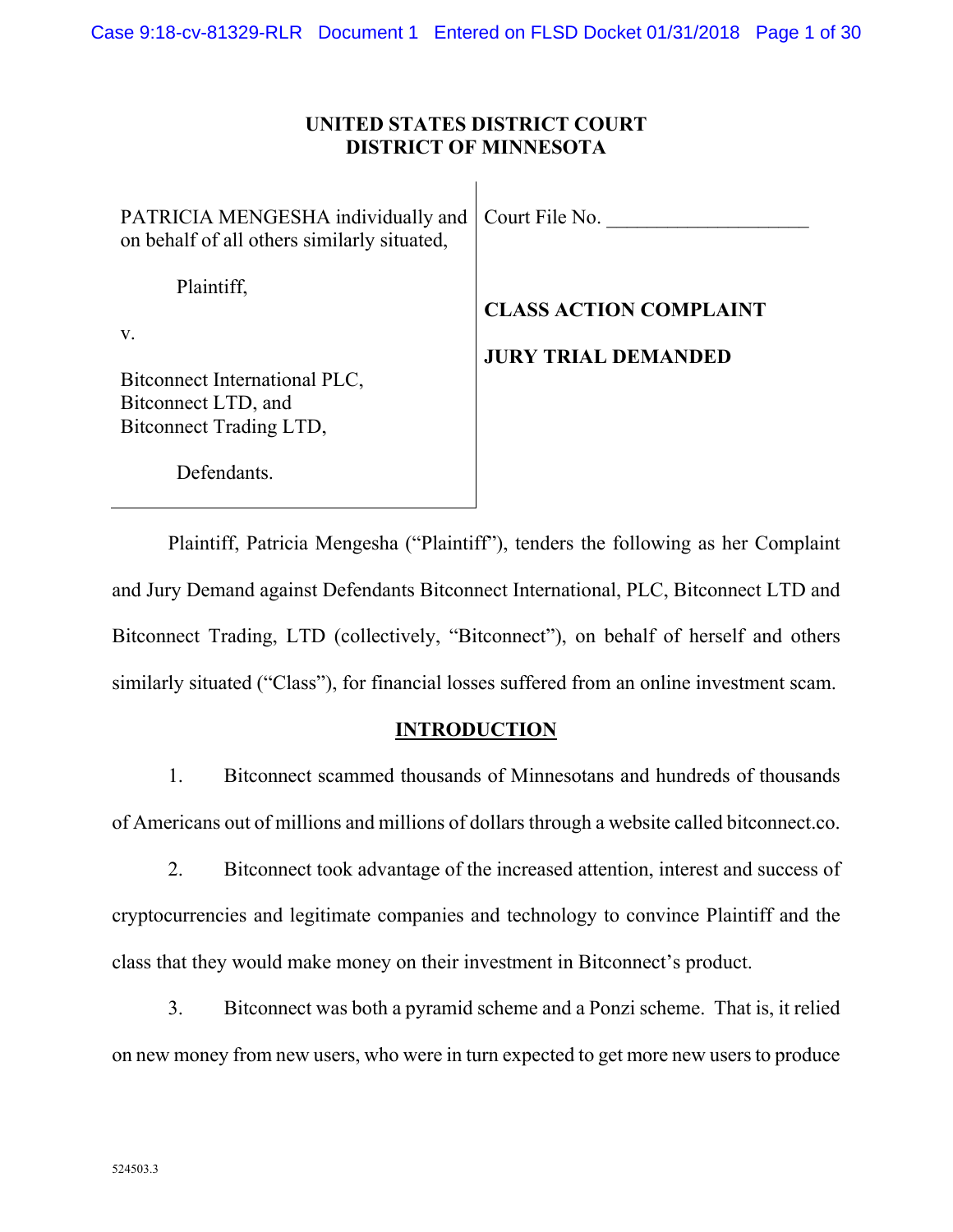**UNITED STATES DISTRICT COURT**
**DISTRICT OF MINNESOTA**

| | |
|---|---|
| PATRICIA MENGESHA individually and on behalf of all others similarly situated,<br><br>Plaintiff,<br><br>v.<br><br>Bitconnect International PLC, Bitconnect LTD, and Bitconnect Trading LTD,<br><br>Defendants. | Court File No. ____________________<br><br>**CLASS ACTION COMPLAINT**<br><br>**JURY TRIAL DEMANDED** |

Plaintiff, Patricia Mengesha ("Plaintiff"), tenders the following as her Complaint and Jury Demand against Defendants Bitconnect International, PLC, Bitconnect LTD and Bitconnect Trading, LTD (collectively, "Bitconnect"), on behalf of herself and others similarly situated ("Class"), for financial losses suffered from an online investment scam.

## INTRODUCTION

1. Bitconnect scammed thousands of Minnesotans and hundreds of thousands of Americans out of millions and millions of dollars through a website called bitconnect.co.

2. Bitconnect took advantage of the increased attention, interest and success of cryptocurrencies and legitimate companies and technology to convince Plaintiff and the class that they would make money on their investment in Bitconnect's product.

3. Bitconnect was both a pyramid scheme and a Ponzi scheme. That is, it relied on new money from new users, who were in turn expected to get more new users to produce

524503.3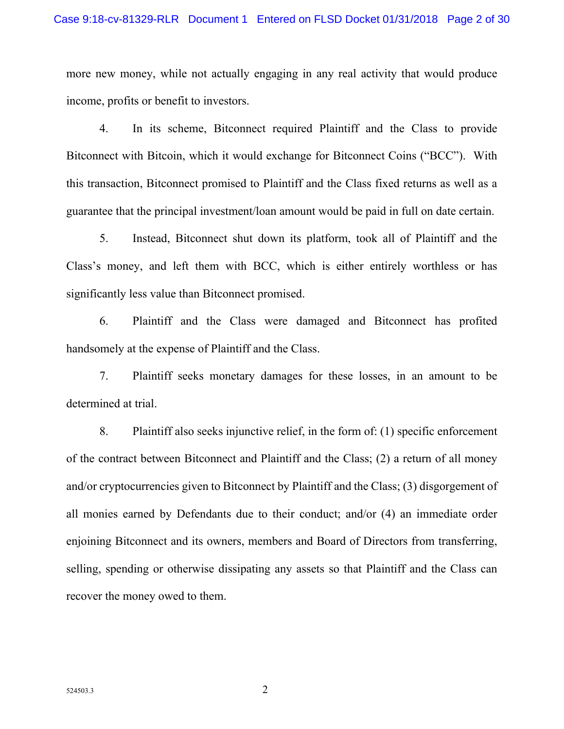more new money, while not actually engaging in any real activity that would produce income, profits or benefit to investors.

4. In its scheme, Bitconnect required Plaintiff and the Class to provide Bitconnect with Bitcoin, which it would exchange for Bitconnect Coins ("BCC"). With this transaction, Bitconnect promised to Plaintiff and the Class fixed returns as well as a guarantee that the principal investment/loan amount would be paid in full on date certain.

5. Instead, Bitconnect shut down its platform, took all of Plaintiff and the Class's money, and left them with BCC, which is either entirely worthless or has significantly less value than Bitconnect promised.

6. Plaintiff and the Class were damaged and Bitconnect has profited handsomely at the expense of Plaintiff and the Class.

7. Plaintiff seeks monetary damages for these losses, in an amount to be determined at trial.

8. Plaintiff also seeks injunctive relief, in the form of: (1) specific enforcement of the contract between Bitconnect and Plaintiff and the Class; (2) a return of all money and/or cryptocurrencies given to Bitconnect by Plaintiff and the Class; (3) disgorgement of all monies earned by Defendants due to their conduct; and/or (4) an immediate order enjoining Bitconnect and its owners, members and Board of Directors from transferring, selling, spending or otherwise dissipating any assets so that Plaintiff and the Class can recover the money owed to them.

524503.3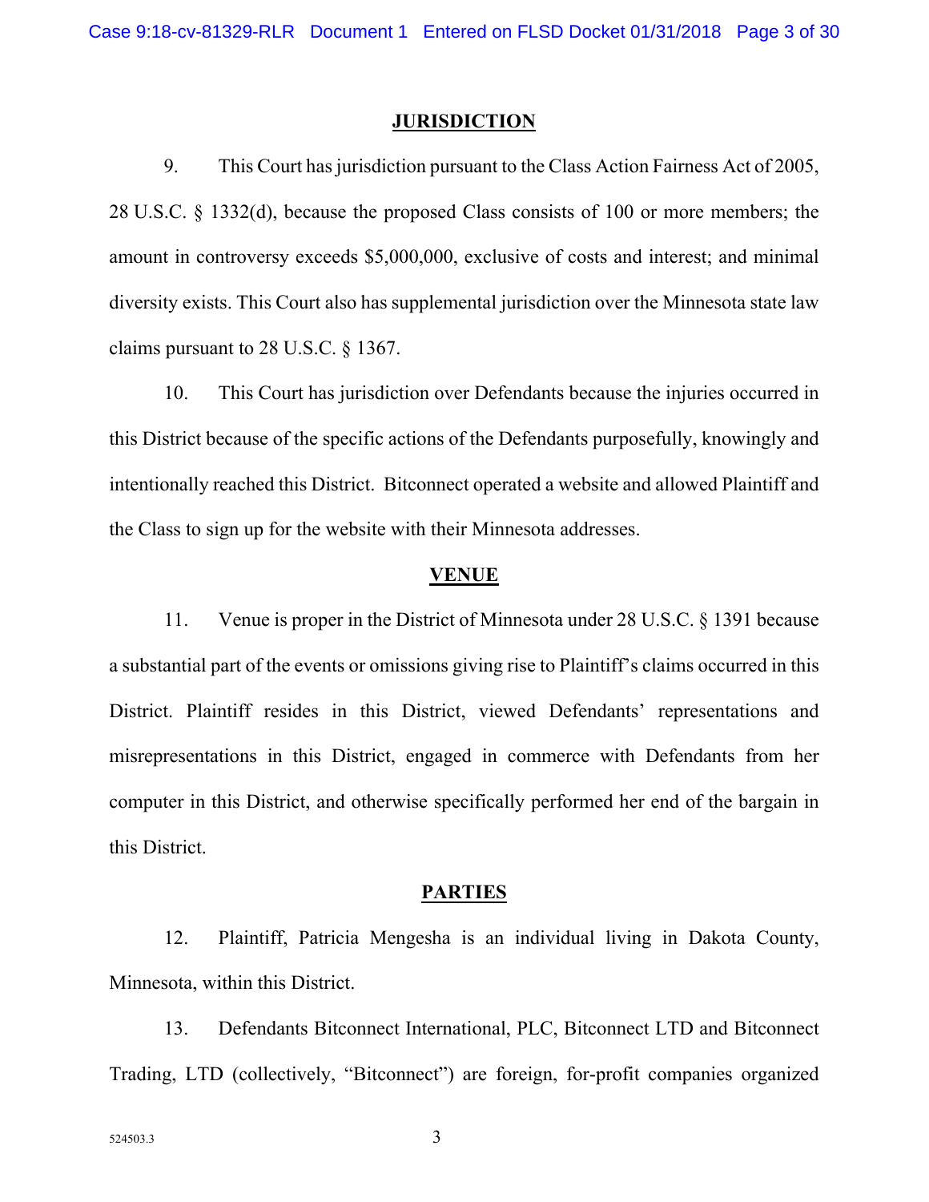## JURISDICTION

9. This Court has jurisdiction pursuant to the Class Action Fairness Act of 2005, 28 U.S.C. § 1332(d), because the proposed Class consists of 100 or more members; the amount in controversy exceeds $5,000,000, exclusive of costs and interest; and minimal diversity exists. This Court also has supplemental jurisdiction over the Minnesota state law claims pursuant to 28 U.S.C. § 1367.

10. This Court has jurisdiction over Defendants because the injuries occurred in this District because of the specific actions of the Defendants purposefully, knowingly and intentionally reached this District. Bitconnect operated a website and allowed Plaintiff and the Class to sign up for the website with their Minnesota addresses.

## VENUE

11. Venue is proper in the District of Minnesota under 28 U.S.C. § 1391 because a substantial part of the events or omissions giving rise to Plaintiff's claims occurred in this District. Plaintiff resides in this District, viewed Defendants' representations and misrepresentations in this District, engaged in commerce with Defendants from her computer in this District, and otherwise specifically performed her end of the bargain in this District.

## PARTIES

12. Plaintiff, Patricia Mengesha is an individual living in Dakota County, Minnesota, within this District.

13. Defendants Bitconnect International, PLC, Bitconnect LTD and Bitconnect Trading, LTD (collectively, "Bitconnect") are foreign, for-profit companies organized

524503.3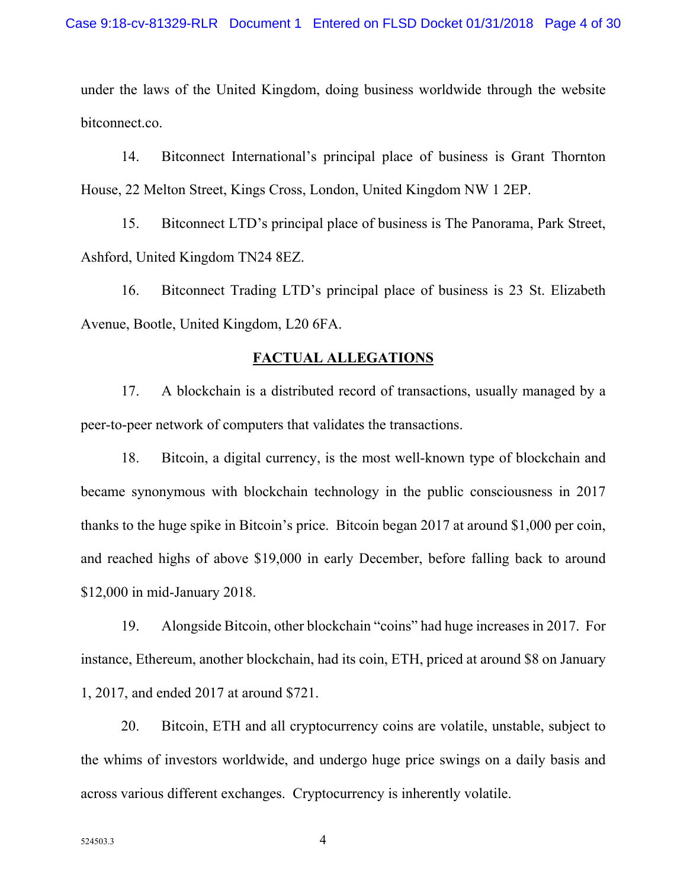under the laws of the United Kingdom, doing business worldwide through the website bitconnect.co.

14. Bitconnect International's principal place of business is Grant Thornton House, 22 Melton Street, Kings Cross, London, United Kingdom NW 1 2EP.

15. Bitconnect LTD's principal place of business is The Panorama, Park Street, Ashford, United Kingdom TN24 8EZ.

16. Bitconnect Trading LTD's principal place of business is 23 St. Elizabeth Avenue, Bootle, United Kingdom, L20 6FA.

## FACTUAL ALLEGATIONS

17. A blockchain is a distributed record of transactions, usually managed by a peer-to-peer network of computers that validates the transactions.

18. Bitcoin, a digital currency, is the most well-known type of blockchain and became synonymous with blockchain technology in the public consciousness in 2017 thanks to the huge spike in Bitcoin's price. Bitcoin began 2017 at around $1,000 per coin, and reached highs of above $19,000 in early December, before falling back to around $12,000 in mid-January 2018.

19. Alongside Bitcoin, other blockchain "coins" had huge increases in 2017. For instance, Ethereum, another blockchain, had its coin, ETH, priced at around $8 on January 1, 2017, and ended 2017 at around $721.

20. Bitcoin, ETH and all cryptocurrency coins are volatile, unstable, subject to the whims of investors worldwide, and undergo huge price swings on a daily basis and across various different exchanges. Cryptocurrency is inherently volatile.

524503.3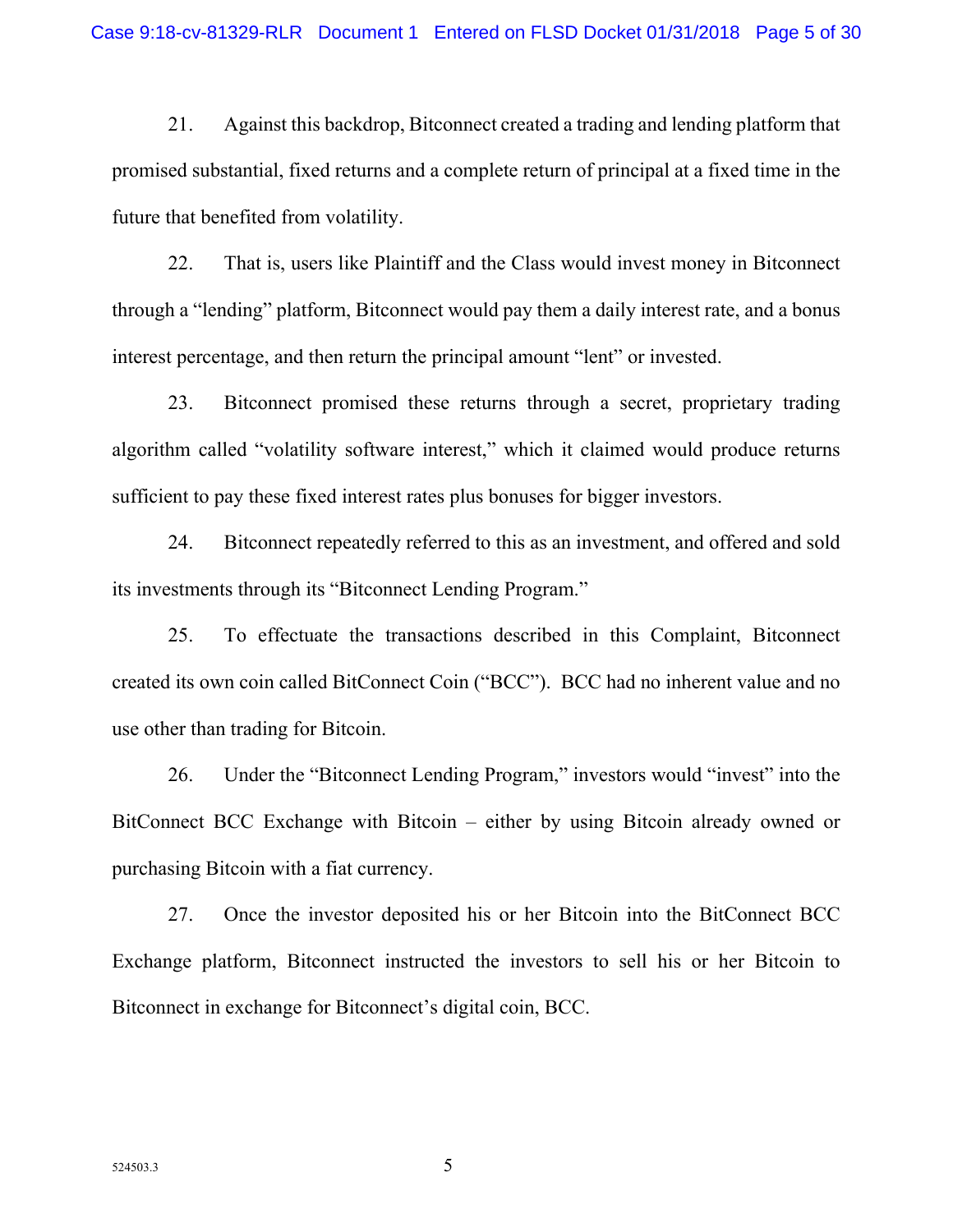21. Against this backdrop, Bitconnect created a trading and lending platform that promised substantial, fixed returns and a complete return of principal at a fixed time in the future that benefited from volatility.

22. That is, users like Plaintiff and the Class would invest money in Bitconnect through a "lending" platform, Bitconnect would pay them a daily interest rate, and a bonus interest percentage, and then return the principal amount "lent" or invested.

23. Bitconnect promised these returns through a secret, proprietary trading algorithm called "volatility software interest," which it claimed would produce returns sufficient to pay these fixed interest rates plus bonuses for bigger investors.

24. Bitconnect repeatedly referred to this as an investment, and offered and sold its investments through its "Bitconnect Lending Program."

25. To effectuate the transactions described in this Complaint, Bitconnect created its own coin called BitConnect Coin ("BCC"). BCC had no inherent value and no use other than trading for Bitcoin.

26. Under the "Bitconnect Lending Program," investors would "invest" into the BitConnect BCC Exchange with Bitcoin – either by using Bitcoin already owned or purchasing Bitcoin with a fiat currency.

27. Once the investor deposited his or her Bitcoin into the BitConnect BCC Exchange platform, Bitconnect instructed the investors to sell his or her Bitcoin to Bitconnect in exchange for Bitconnect's digital coin, BCC.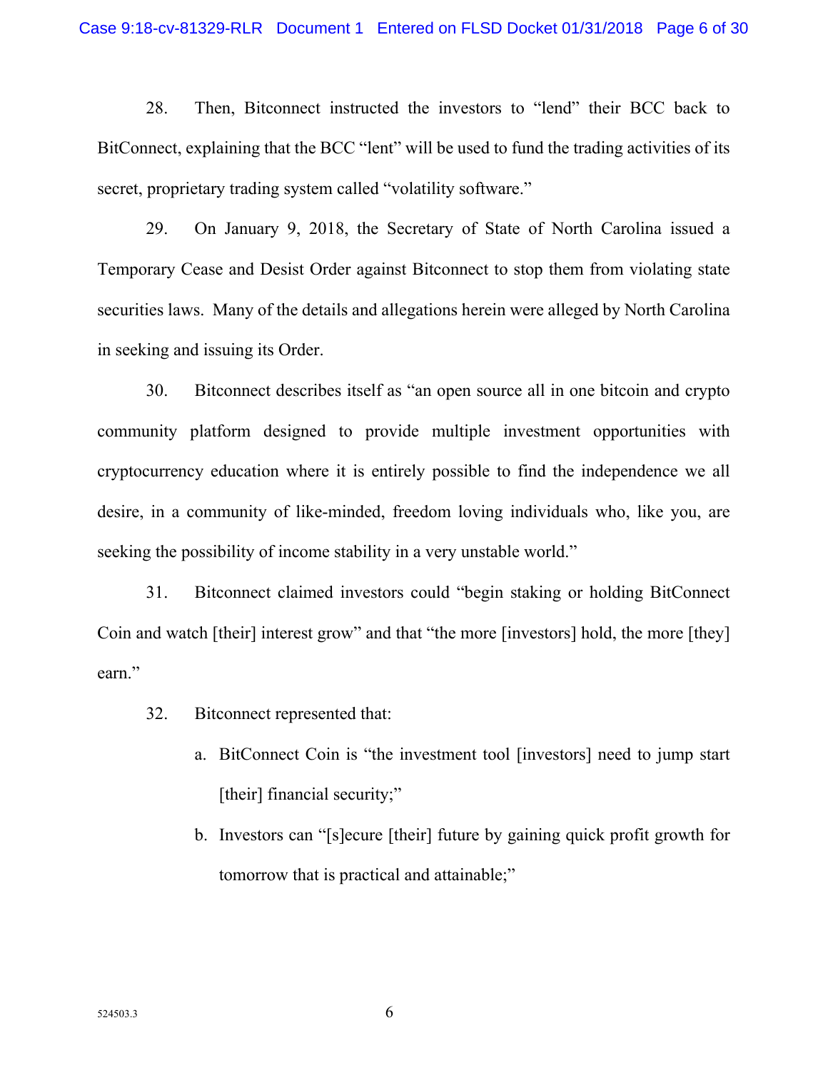28. Then, Bitconnect instructed the investors to "lend" their BCC back to BitConnect, explaining that the BCC "lent" will be used to fund the trading activities of its secret, proprietary trading system called "volatility software."

29. On January 9, 2018, the Secretary of State of North Carolina issued a Temporary Cease and Desist Order against Bitconnect to stop them from violating state securities laws. Many of the details and allegations herein were alleged by North Carolina in seeking and issuing its Order.

30. Bitconnect describes itself as "an open source all in one bitcoin and crypto community platform designed to provide multiple investment opportunities with cryptocurrency education where it is entirely possible to find the independence we all desire, in a community of like-minded, freedom loving individuals who, like you, are seeking the possibility of income stability in a very unstable world."

31. Bitconnect claimed investors could "begin staking or holding BitConnect Coin and watch [their] interest grow" and that "the more [investors] hold, the more [they] earn."

32. Bitconnect represented that:

a. BitConnect Coin is "the investment tool [investors] need to jump start [their] financial security;"

b. Investors can "[s]ecure [their] future by gaining quick profit growth for tomorrow that is practical and attainable;"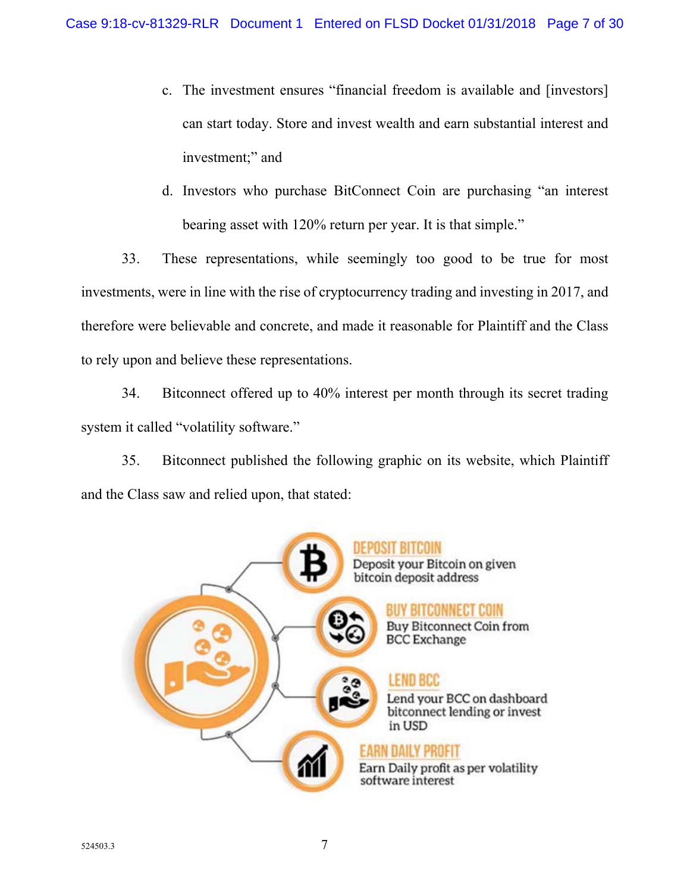c. The investment ensures "financial freedom is available and [investors] can start today. Store and invest wealth and earn substantial interest and investment;" and

d. Investors who purchase BitConnect Coin are purchasing "an interest bearing asset with 120% return per year. It is that simple."

33. These representations, while seemingly too good to be true for most investments, were in line with the rise of cryptocurrency trading and investing in 2017, and therefore were believable and concrete, and made it reasonable for Plaintiff and the Class to rely upon and believe these representations.

34. Bitconnect offered up to 40% interest per month through its secret trading system it called "volatility software."

35. Bitconnect published the following graphic on its website, which Plaintiff and the Class saw and relied upon, that stated:

**DEPOSIT BITCOIN**
Deposit your Bitcoin on given bitcoin deposit address

**BUY BITCONNECT COIN**
Buy Bitconnect Coin from BCC Exchange

**LEND BCC**
Lend your BCC on dashboard bitconnect lending or invest in USD

**EARN DAILY PROFIT**
Earn Daily profit as per volatility software interest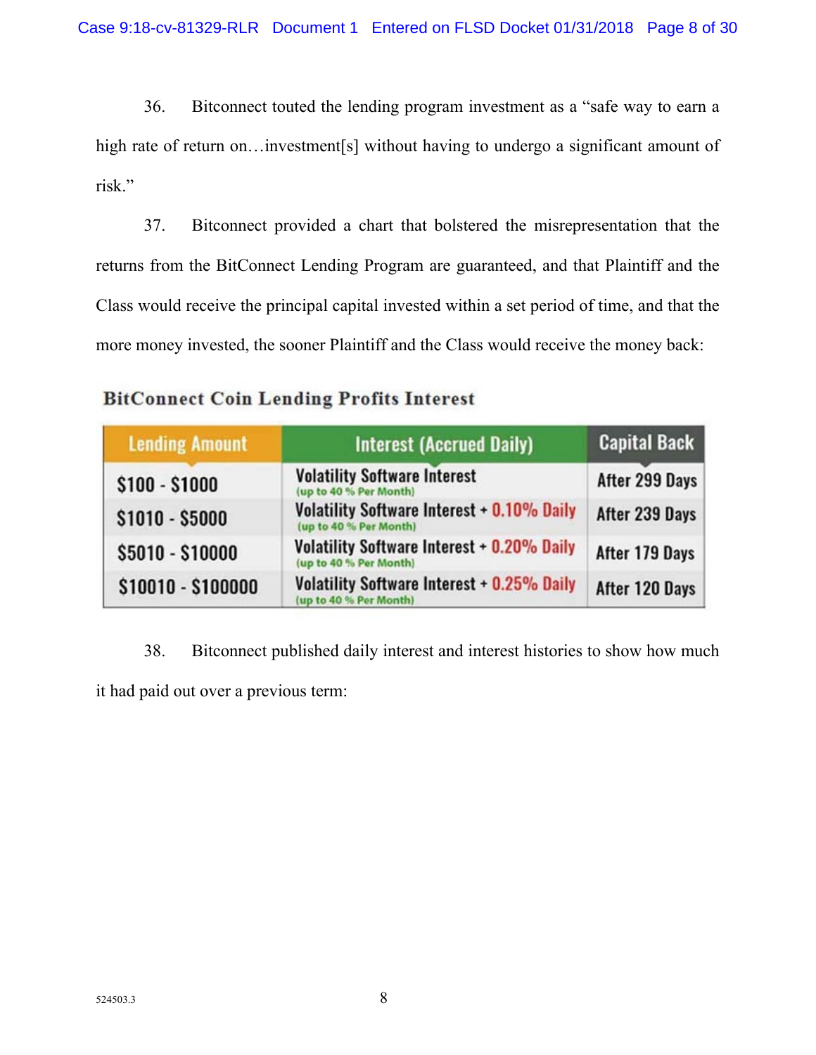36. Bitconnect touted the lending program investment as a "safe way to earn a high rate of return on…investment[s] without having to undergo a significant amount of risk."

37. Bitconnect provided a chart that bolstered the misrepresentation that the returns from the BitConnect Lending Program are guaranteed, and that Plaintiff and the Class would receive the principal capital invested within a set period of time, and that the more money invested, the sooner Plaintiff and the Class would receive the money back:

**BitConnect Coin Lending Profits Interest**

| Lending Amount | Interest (Accrued Daily) | Capital Back |
|---|---|---|
| $100 - $1000 | Volatility Software Interest (up to 40 % Per Month) | After 299 Days |
| $1010 - $5000 | Volatility Software Interest + 0.10% Daily (up to 40 % Per Month) | After 239 Days |
| $5010 - $10000 | Volatility Software Interest + 0.20% Daily (up to 40 % Per Month) | After 179 Days |
| $10010 - $100000 | Volatility Software Interest + 0.25% Daily (up to 40 % Per Month) | After 120 Days |

38. Bitconnect published daily interest and interest histories to show how much it had paid out over a previous term:

524503.3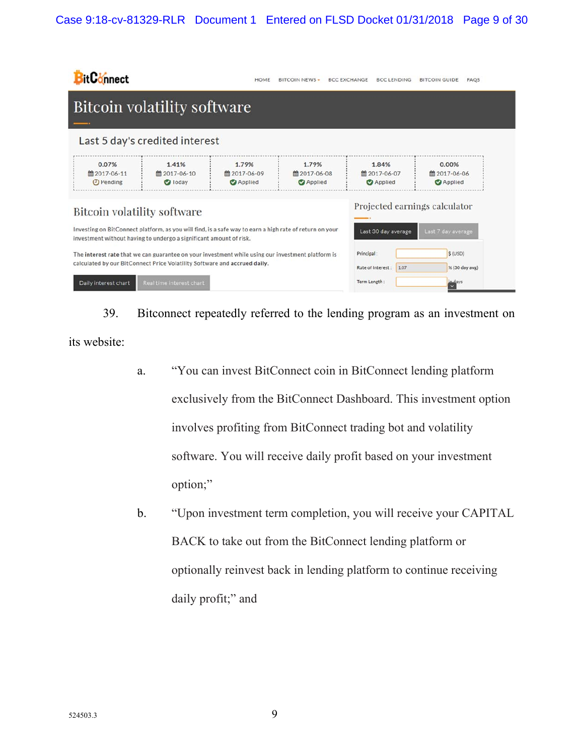BitConnect

HOME   BITCOIN NEWS   BCC EXCHANGE   BCC LENDING   BITCOIN GUIDE   FAQS

# Bitcoin volatility software

Last 5 day's credited interest

| 0.07% | 1.41% | 1.79% | 1.79% | 1.84% | 0.00% |
|---|---|---|---|---|---|
| 2017-06-11 | 2017-06-10 | 2017-06-09 | 2017-06-08 | 2017-06-07 | 2017-06-06 |
| Pending | Today | Applied | Applied | Applied | Applied |

## Bitcoin volatility software

Investing on BitConnect platform, as you will find, is a safe way to earn a high rate of return on your investment without having to undergo a significant amount of risk.

The **interest rate** that we can guarantee on your investment while using our investment platform is calculated by our BitConnect Price Volatility Software and **accrued daily.**

Daily interest chart   Real time interest chart

Projected earnings calculator

Last 30 day average   Last 7 day average

Principal: $ (USD)

Rate of Interest: 1.07 % (30 day avg)

Term Length: in days

39. Bitconnect repeatedly referred to the lending program as an investment on its website:

a. "You can invest BitConnect coin in BitConnect lending platform exclusively from the BitConnect Dashboard. This investment option involves profiting from BitConnect trading bot and volatility software. You will receive daily profit based on your investment option;"

b. "Upon investment term completion, you will receive your CAPITAL BACK to take out from the BitConnect lending platform or optionally reinvest back in lending platform to continue receiving daily profit;" and

524503.3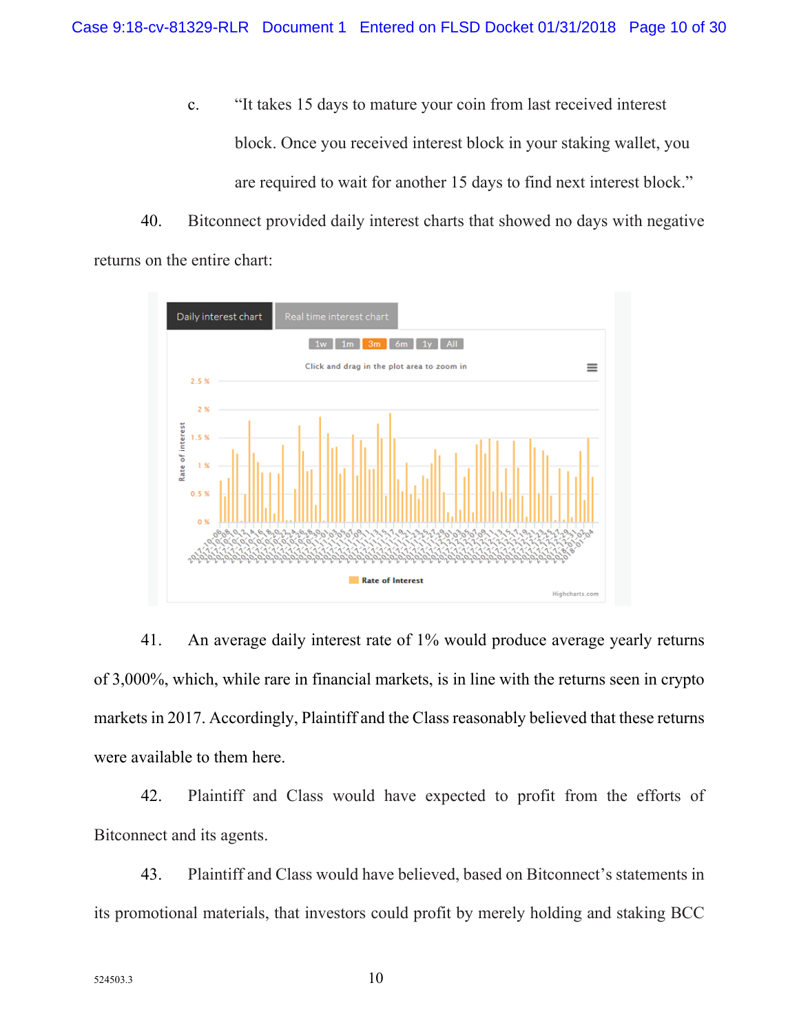c. "It takes 15 days to mature your coin from last received interest block. Once you received interest block in your staking wallet, you are required to wait for another 15 days to find next interest block."

40. Bitconnect provided daily interest charts that showed no days with negative returns on the entire chart:

41. An average daily interest rate of 1% would produce average yearly returns of 3,000%, which, while rare in financial markets, is in line with the returns seen in crypto markets in 2017. Accordingly, Plaintiff and the Class reasonably believed that these returns were available to them here.

42. Plaintiff and Class would have expected to profit from the efforts of Bitconnect and its agents.

43. Plaintiff and Class would have believed, based on Bitconnect's statements in its promotional materials, that investors could profit by merely holding and staking BCC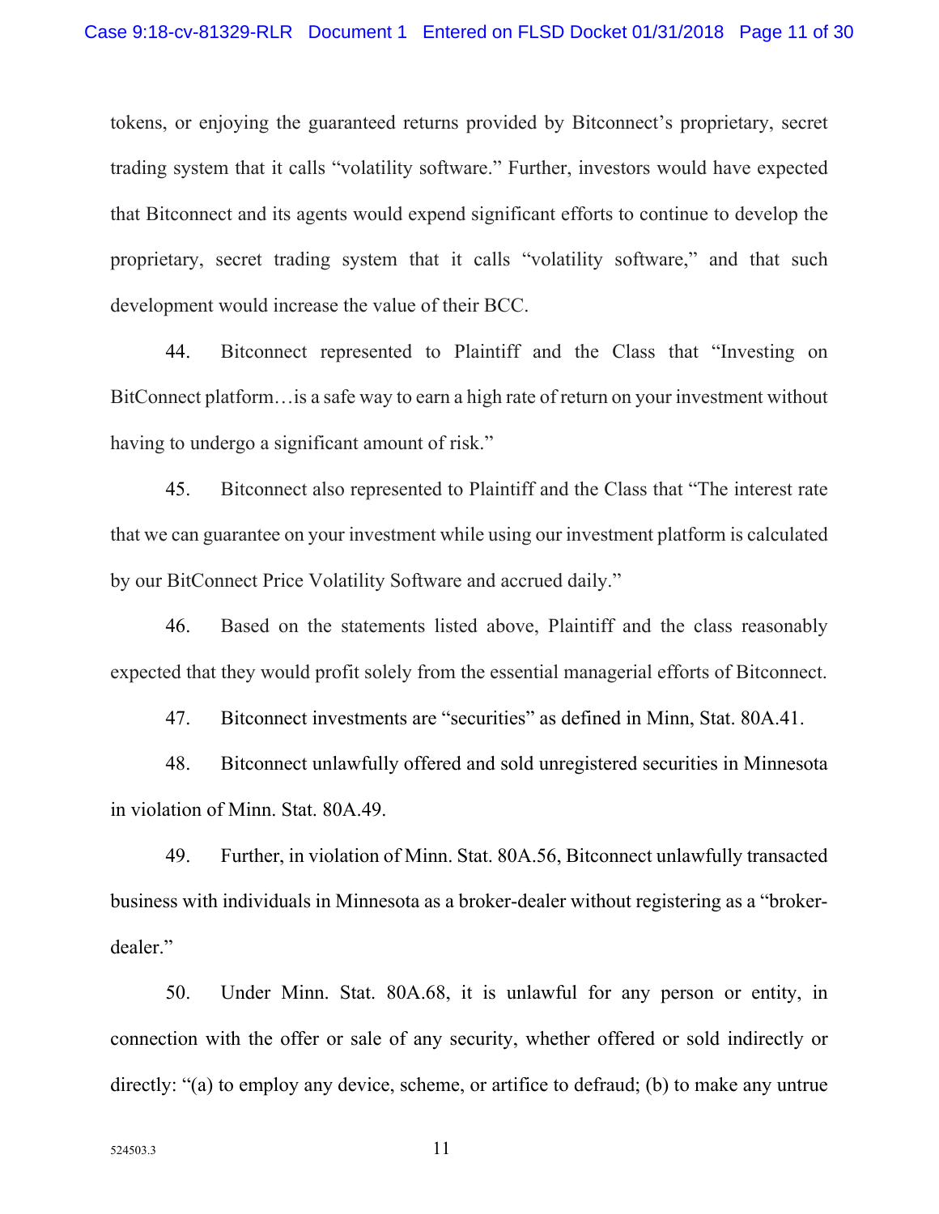tokens, or enjoying the guaranteed returns provided by Bitconnect's proprietary, secret trading system that it calls "volatility software." Further, investors would have expected that Bitconnect and its agents would expend significant efforts to continue to develop the proprietary, secret trading system that it calls "volatility software," and that such development would increase the value of their BCC.

44. Bitconnect represented to Plaintiff and the Class that "Investing on BitConnect platform…is a safe way to earn a high rate of return on your investment without having to undergo a significant amount of risk."

45. Bitconnect also represented to Plaintiff and the Class that "The interest rate that we can guarantee on your investment while using our investment platform is calculated by our BitConnect Price Volatility Software and accrued daily."

46. Based on the statements listed above, Plaintiff and the class reasonably expected that they would profit solely from the essential managerial efforts of Bitconnect.

47. Bitconnect investments are "securities" as defined in Minn, Stat. 80A.41.

48. Bitconnect unlawfully offered and sold unregistered securities in Minnesota in violation of Minn. Stat. 80A.49.

49. Further, in violation of Minn. Stat. 80A.56, Bitconnect unlawfully transacted business with individuals in Minnesota as a broker-dealer without registering as a "broker-dealer."

50. Under Minn. Stat. 80A.68, it is unlawful for any person or entity, in connection with the offer or sale of any security, whether offered or sold indirectly or directly: "(a) to employ any device, scheme, or artifice to defraud; (b) to make any untrue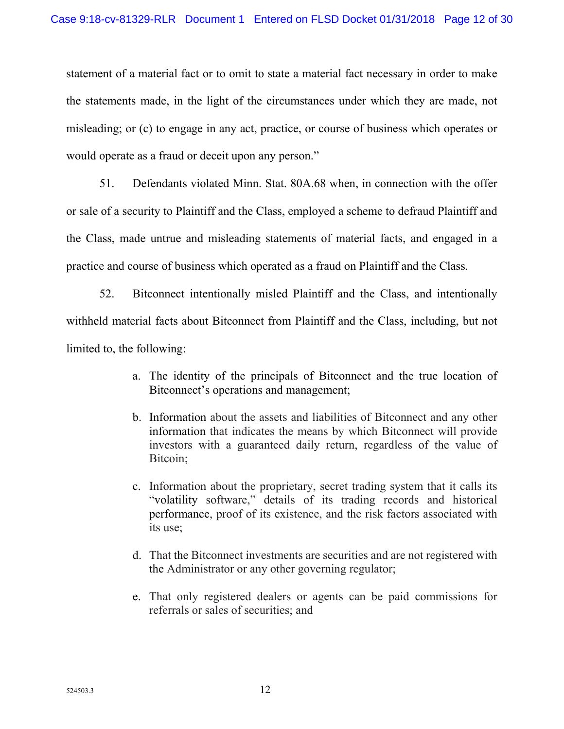statement of a material fact or to omit to state a material fact necessary in order to make the statements made, in the light of the circumstances under which they are made, not misleading; or (c) to engage in any act, practice, or course of business which operates or would operate as a fraud or deceit upon any person."

51. Defendants violated Minn. Stat. 80A.68 when, in connection with the offer or sale of a security to Plaintiff and the Class, employed a scheme to defraud Plaintiff and the Class, made untrue and misleading statements of material facts, and engaged in a practice and course of business which operated as a fraud on Plaintiff and the Class.

52. Bitconnect intentionally misled Plaintiff and the Class, and intentionally withheld material facts about Bitconnect from Plaintiff and the Class, including, but not limited to, the following:

a. The identity of the principals of Bitconnect and the true location of Bitconnect's operations and management;

b. Information about the assets and liabilities of Bitconnect and any other information that indicates the means by which Bitconnect will provide investors with a guaranteed daily return, regardless of the value of Bitcoin;

c. Information about the proprietary, secret trading system that it calls its "volatility software," details of its trading records and historical performance, proof of its existence, and the risk factors associated with its use;

d. That the Bitconnect investments are securities and are not registered with the Administrator or any other governing regulator;

e. That only registered dealers or agents can be paid commissions for referrals or sales of securities; and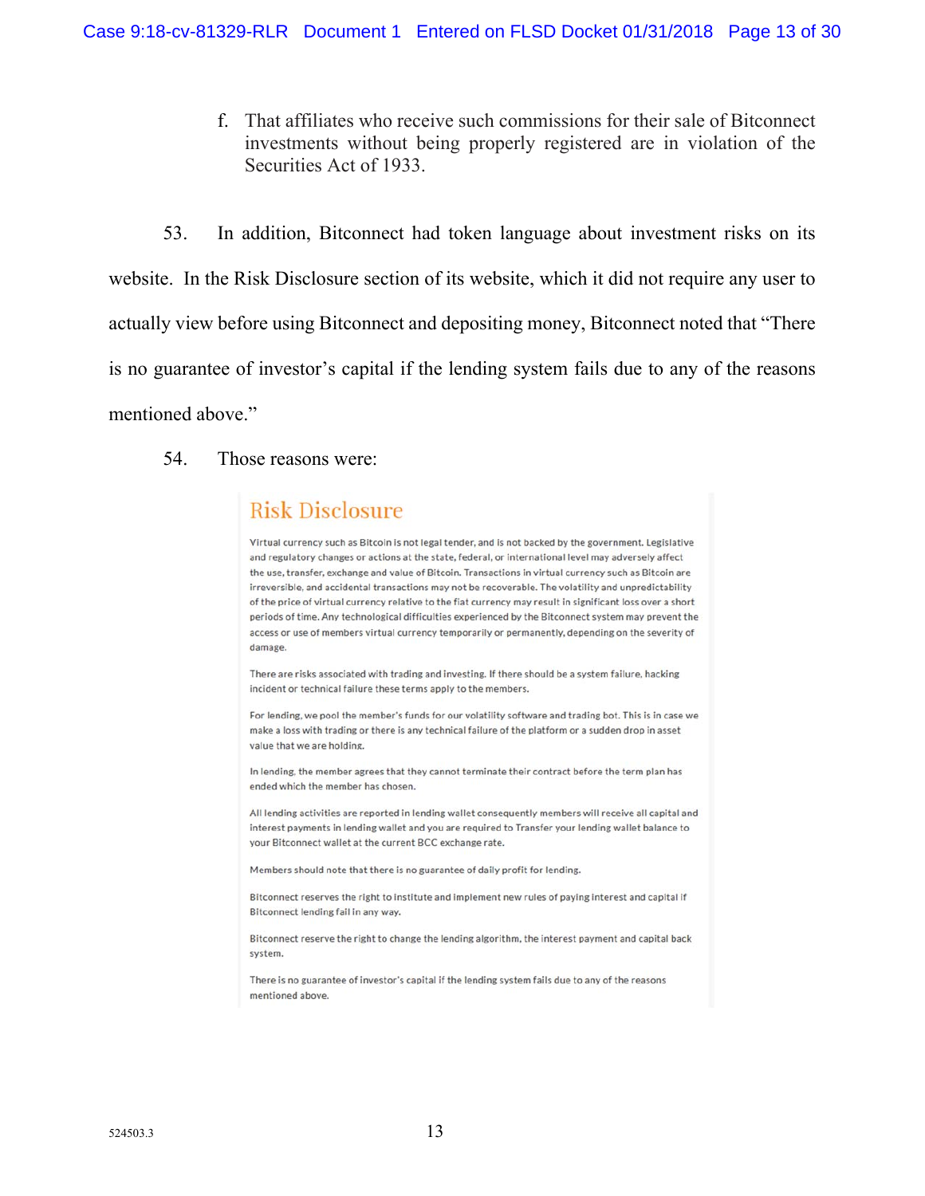f. That affiliates who receive such commissions for their sale of Bitconnect investments without being properly registered are in violation of the Securities Act of 1933.

53. In addition, Bitconnect had token language about investment risks on its website. In the Risk Disclosure section of its website, which it did not require any user to actually view before using Bitconnect and depositing money, Bitconnect noted that "There is no guarantee of investor's capital if the lending system fails due to any of the reasons mentioned above."

54. Those reasons were:

> ## Risk Disclosure
>
> Virtual currency such as Bitcoin is not legal tender, and is not backed by the government. Legislative and regulatory changes or actions at the state, federal, or international level may adversely affect the use, transfer, exchange and value of Bitcoin. Transactions in virtual currency such as Bitcoin are irreversible, and accidental transactions may not be recoverable. The volatility and unpredictability of the price of virtual currency relative to the fiat currency may result in significant loss over a short periods of time. Any technological difficulties experienced by the Bitconnect system may prevent the access or use of members virtual currency temporarily or permanently, depending on the severity of damage.
>
> There are risks associated with trading and investing. If there should be a system failure, hacking incident or technical failure these terms apply to the members.
>
> For lending, we pool the member's funds for our volatility software and trading bot. This is in case we make a loss with trading or there is any technical failure of the platform or a sudden drop in asset value that we are holding.
>
> In lending, the member agrees that they cannot terminate their contract before the term plan has ended which the member has chosen.
>
> All lending activities are reported in lending wallet consequently members will receive all capital and interest payments in lending wallet and you are required to Transfer your lending wallet balance to your Bitconnect wallet at the current BCC exchange rate.
>
> Members should note that there is no guarantee of daily profit for lending.
>
> Bitconnect reserves the right to institute and implement new rules of paying interest and capital if Bitconnect lending fail in any way.
>
> Bitconnect reserve the right to change the lending algorithm, the interest payment and capital back system.
>
> There is no guarantee of investor's capital if the lending system fails due to any of the reasons mentioned above.

524503.3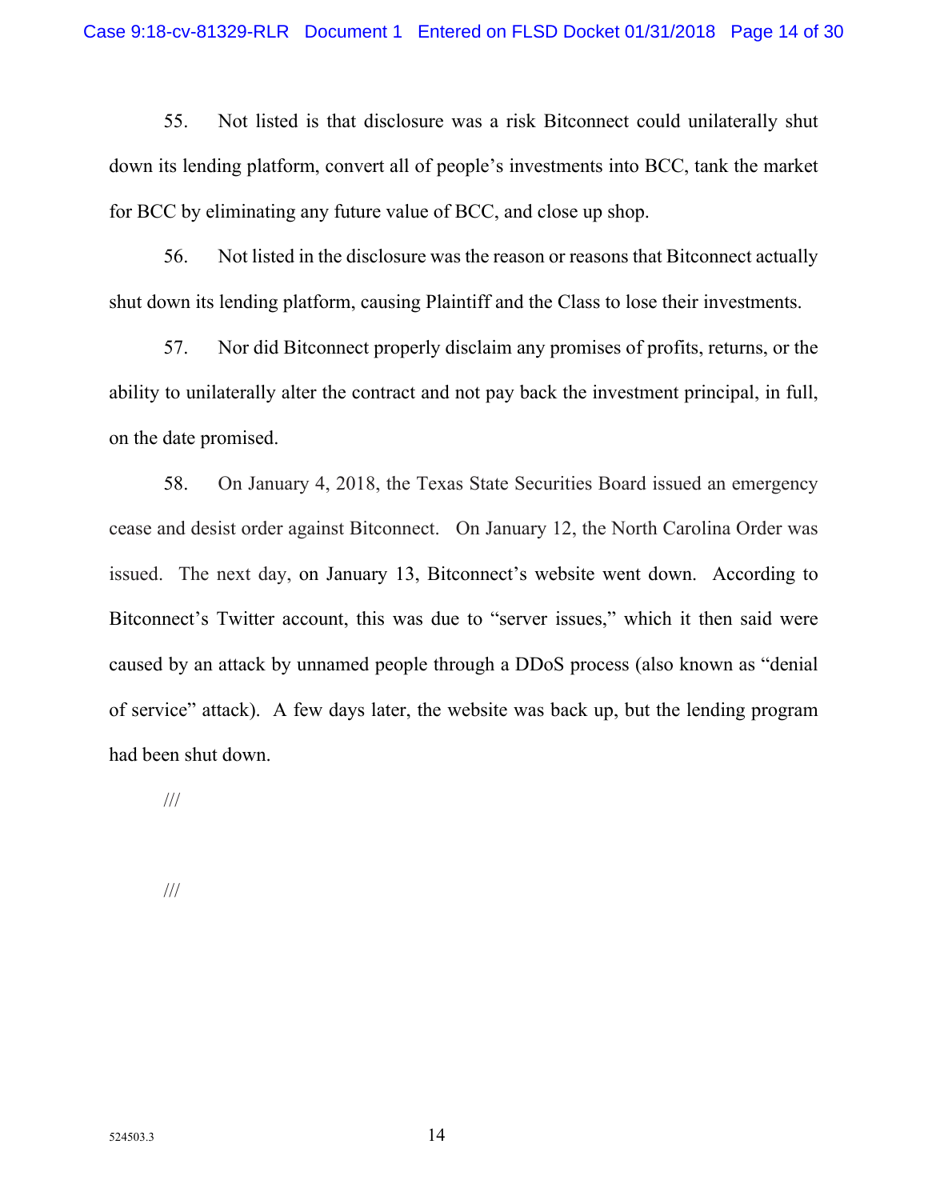55. Not listed is that disclosure was a risk Bitconnect could unilaterally shut down its lending platform, convert all of people's investments into BCC, tank the market for BCC by eliminating any future value of BCC, and close up shop.

56. Not listed in the disclosure was the reason or reasons that Bitconnect actually shut down its lending platform, causing Plaintiff and the Class to lose their investments.

57. Nor did Bitconnect properly disclaim any promises of profits, returns, or the ability to unilaterally alter the contract and not pay back the investment principal, in full, on the date promised.

58. On January 4, 2018, the Texas State Securities Board issued an emergency cease and desist order against Bitconnect. On January 12, the North Carolina Order was issued. The next day, on January 13, Bitconnect's website went down. According to Bitconnect's Twitter account, this was due to "server issues," which it then said were caused by an attack by unnamed people through a DDoS process (also known as "denial of service" attack). A few days later, the website was back up, but the lending program had been shut down.

///

///

524503.3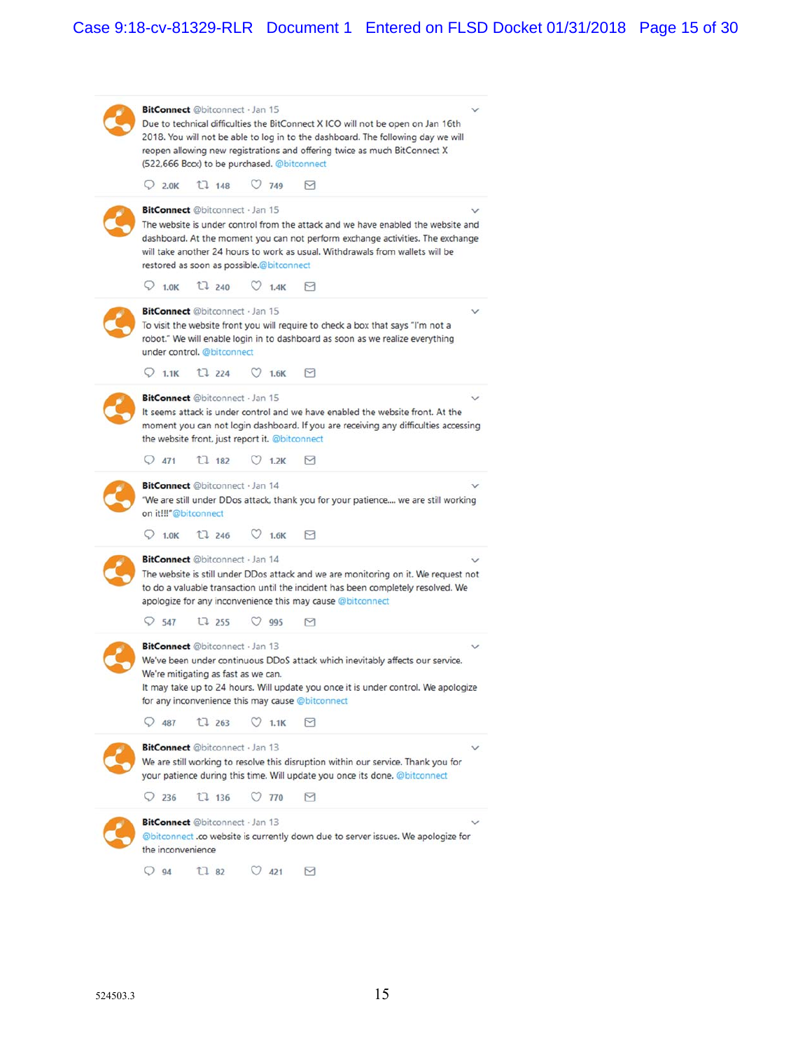**BitConnect** @bitconnect · Jan 15

Due to technical difficulties the BitConnect X ICO will not be open on Jan 16th 2018. You will not be able to log in to the dashboard. The following day we will reopen allowing new registrations and offering twice as much BitConnect X (522,666 Bccx) to be purchased. @bitconnect

2.0K 148 749

---

**BitConnect** @bitconnect · Jan 15

The website is under control from the attack and we have enabled the website and dashboard. At the moment you can not perform exchange activities. The exchange will take another 24 hours to work as usual. Withdrawals from wallets will be restored as soon as possible.@bitconnect

1.0K 240 1.4K

---

**BitConnect** @bitconnect · Jan 15

To visit the website front you will require to check a box that says "I'm not a robot." We will enable login in to dashboard as soon as we realize everything under control. @bitconnect

1.1K 224 1.6K

---

**BitConnect** @bitconnect · Jan 15

It seems attack is under control and we have enabled the website front. At the moment you can not login dashboard. If you are receiving any difficulties accessing the website front, just report it. @bitconnect

471 182 1.2K

---

**BitConnect** @bitconnect · Jan 14

"We are still under DDos attack, thank you for your patience.... we are still working on it!!!" @bitconnect

1.0K 246 1.6K

---

**BitConnect** @bitconnect · Jan 14

The website is still under DDos attack and we are monitoring on it. We request not to do a valuable transaction until the incident has been completely resolved. We apologize for any inconvenience this may cause @bitconnect

547 255 995

---

**BitConnect** @bitconnect · Jan 13

We've been under continuous DDoS attack which inevitably affects our service. We're mitigating as fast as we can.
It may take up to 24 hours. Will update you once it is under control. We apologize for any inconvenience this may cause @bitconnect

487 263 1.1K

---

**BitConnect** @bitconnect · Jan 13

We are still working to resolve this disruption within our service. Thank you for your patience during this time. Will update you once its done. @bitconnect

236 136 770

---

**BitConnect** @bitconnect · Jan 13

@bitconnect .co website is currently down due to server issues. We apologize for the inconvenience

94 82 421

524503.3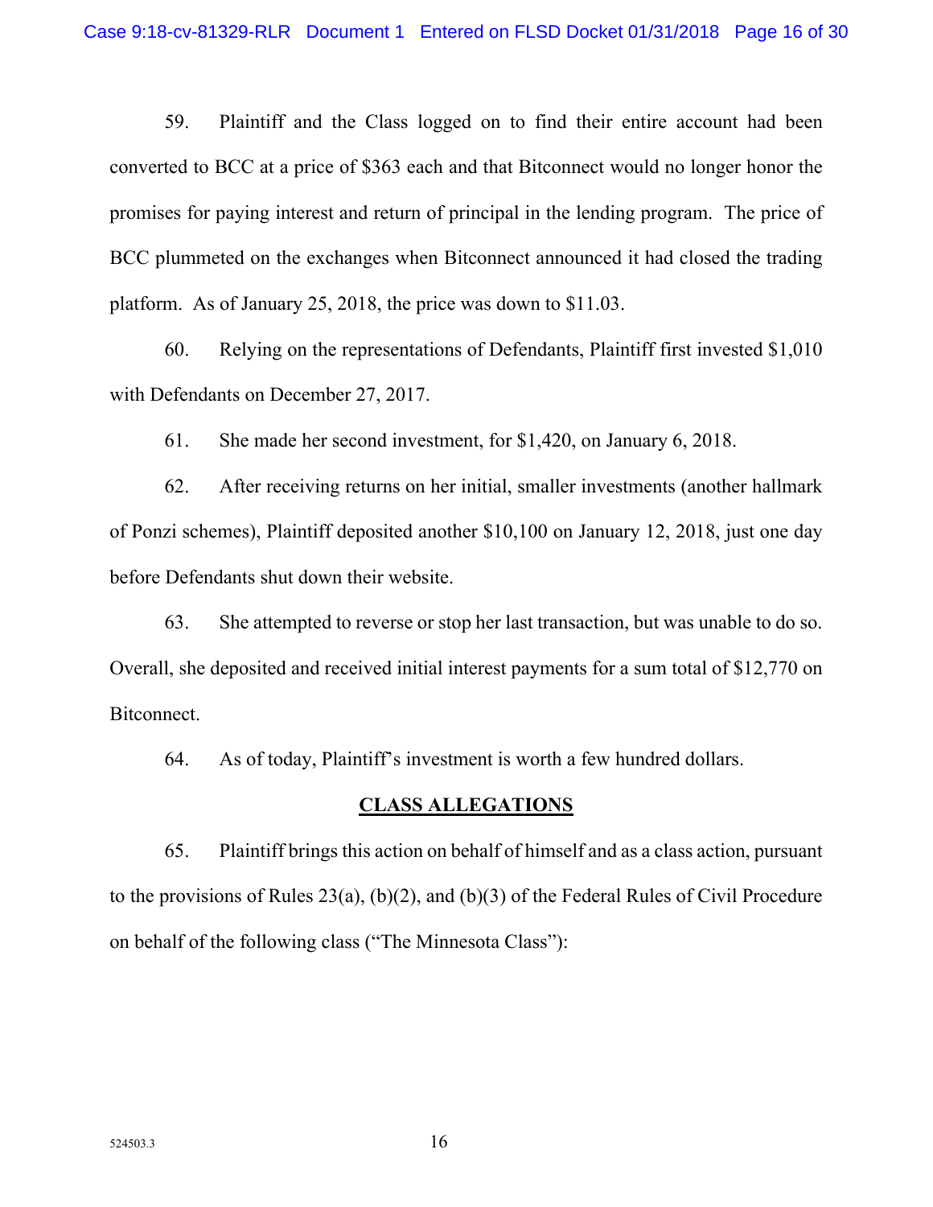59. Plaintiff and the Class logged on to find their entire account had been converted to BCC at a price of $363 each and that Bitconnect would no longer honor the promises for paying interest and return of principal in the lending program. The price of BCC plummeted on the exchanges when Bitconnect announced it had closed the trading platform. As of January 25, 2018, the price was down to $11.03.

60. Relying on the representations of Defendants, Plaintiff first invested $1,010 with Defendants on December 27, 2017.

61. She made her second investment, for $1,420, on January 6, 2018.

62. After receiving returns on her initial, smaller investments (another hallmark of Ponzi schemes), Plaintiff deposited another $10,100 on January 12, 2018, just one day before Defendants shut down their website.

63. She attempted to reverse or stop her last transaction, but was unable to do so. Overall, she deposited and received initial interest payments for a sum total of $12,770 on Bitconnect.

64. As of today, Plaintiff's investment is worth a few hundred dollars.

## **CLASS ALLEGATIONS**

65. Plaintiff brings this action on behalf of himself and as a class action, pursuant to the provisions of Rules 23(a), (b)(2), and (b)(3) of the Federal Rules of Civil Procedure on behalf of the following class ("The Minnesota Class"):

524503.3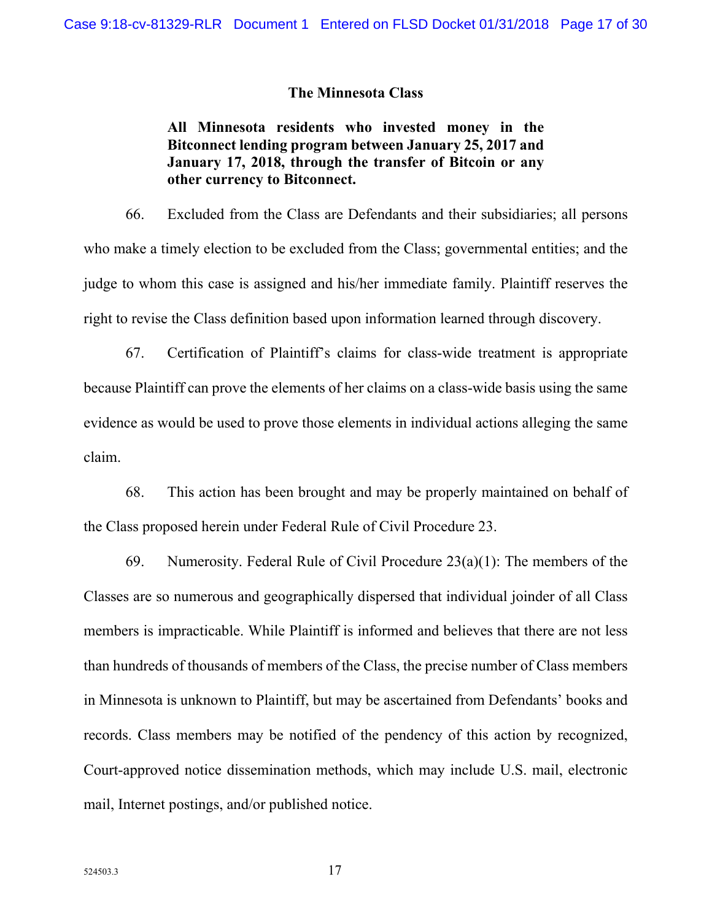### The Minnesota Class

> **All Minnesota residents who invested money in the Bitconnect lending program between January 25, 2017 and January 17, 2018, through the transfer of Bitcoin or any other currency to Bitconnect.**

66. Excluded from the Class are Defendants and their subsidiaries; all persons who make a timely election to be excluded from the Class; governmental entities; and the judge to whom this case is assigned and his/her immediate family. Plaintiff reserves the right to revise the Class definition based upon information learned through discovery.

67. Certification of Plaintiff's claims for class-wide treatment is appropriate because Plaintiff can prove the elements of her claims on a class-wide basis using the same evidence as would be used to prove those elements in individual actions alleging the same claim.

68. This action has been brought and may be properly maintained on behalf of the Class proposed herein under Federal Rule of Civil Procedure 23.

69. Numerosity. Federal Rule of Civil Procedure 23(a)(1): The members of the Classes are so numerous and geographically dispersed that individual joinder of all Class members is impracticable. While Plaintiff is informed and believes that there are not less than hundreds of thousands of members of the Class, the precise number of Class members in Minnesota is unknown to Plaintiff, but may be ascertained from Defendants' books and records. Class members may be notified of the pendency of this action by recognized, Court-approved notice dissemination methods, which may include U.S. mail, electronic mail, Internet postings, and/or published notice.

524503.3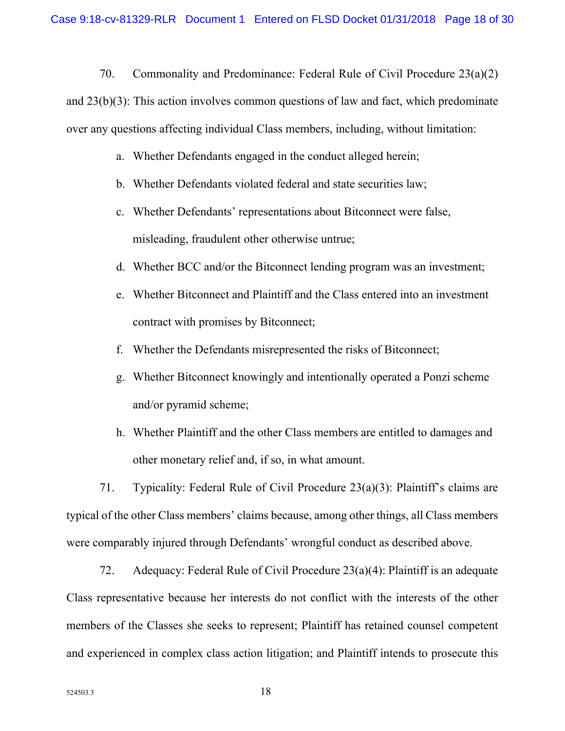70. Commonality and Predominance: Federal Rule of Civil Procedure 23(a)(2) and 23(b)(3): This action involves common questions of law and fact, which predominate over any questions affecting individual Class members, including, without limitation:

a. Whether Defendants engaged in the conduct alleged herein;

b. Whether Defendants violated federal and state securities law;

c. Whether Defendants' representations about Bitconnect were false, misleading, fraudulent other otherwise untrue;

d. Whether BCC and/or the Bitconnect lending program was an investment;

e. Whether Bitconnect and Plaintiff and the Class entered into an investment contract with promises by Bitconnect;

f. Whether the Defendants misrepresented the risks of Bitconnect;

g. Whether Bitconnect knowingly and intentionally operated a Ponzi scheme and/or pyramid scheme;

h. Whether Plaintiff and the other Class members are entitled to damages and other monetary relief and, if so, in what amount.

71. Typicality: Federal Rule of Civil Procedure 23(a)(3): Plaintiff's claims are typical of the other Class members' claims because, among other things, all Class members were comparably injured through Defendants' wrongful conduct as described above.

72. Adequacy: Federal Rule of Civil Procedure 23(a)(4): Plaintiff is an adequate Class representative because her interests do not conflict with the interests of the other members of the Classes she seeks to represent; Plaintiff has retained counsel competent and experienced in complex class action litigation; and Plaintiff intends to prosecute this

524503.3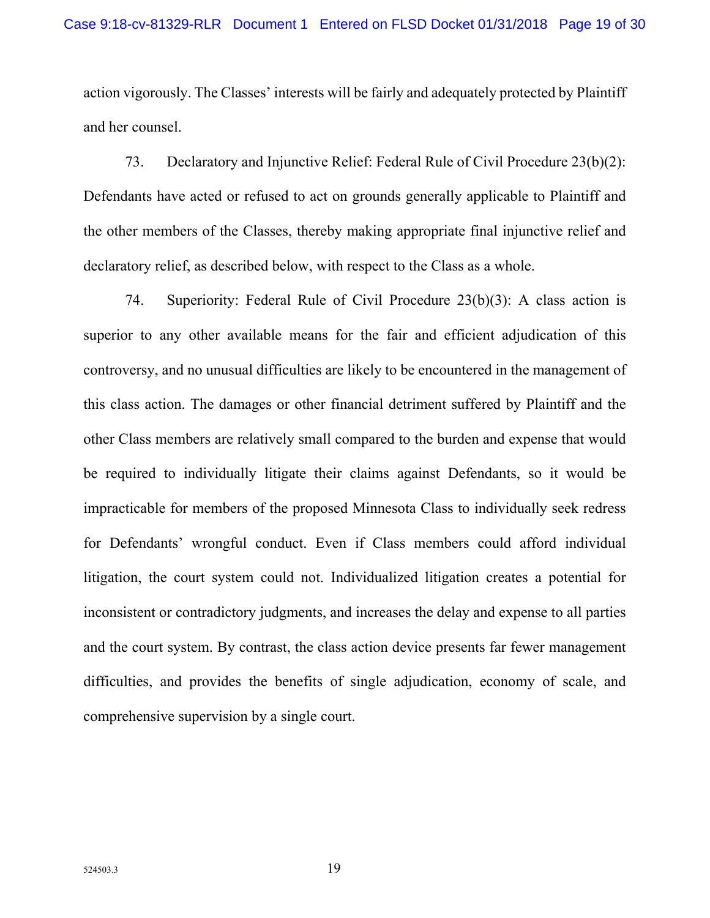action vigorously. The Classes' interests will be fairly and adequately protected by Plaintiff and her counsel.

73. Declaratory and Injunctive Relief: Federal Rule of Civil Procedure 23(b)(2): Defendants have acted or refused to act on grounds generally applicable to Plaintiff and the other members of the Classes, thereby making appropriate final injunctive relief and declaratory relief, as described below, with respect to the Class as a whole.

74. Superiority: Federal Rule of Civil Procedure 23(b)(3): A class action is superior to any other available means for the fair and efficient adjudication of this controversy, and no unusual difficulties are likely to be encountered in the management of this class action. The damages or other financial detriment suffered by Plaintiff and the other Class members are relatively small compared to the burden and expense that would be required to individually litigate their claims against Defendants, so it would be impracticable for members of the proposed Minnesota Class to individually seek redress for Defendants' wrongful conduct. Even if Class members could afford individual litigation, the court system could not. Individualized litigation creates a potential for inconsistent or contradictory judgments, and increases the delay and expense to all parties and the court system. By contrast, the class action device presents far fewer management difficulties, and provides the benefits of single adjudication, economy of scale, and comprehensive supervision by a single court.

524503.3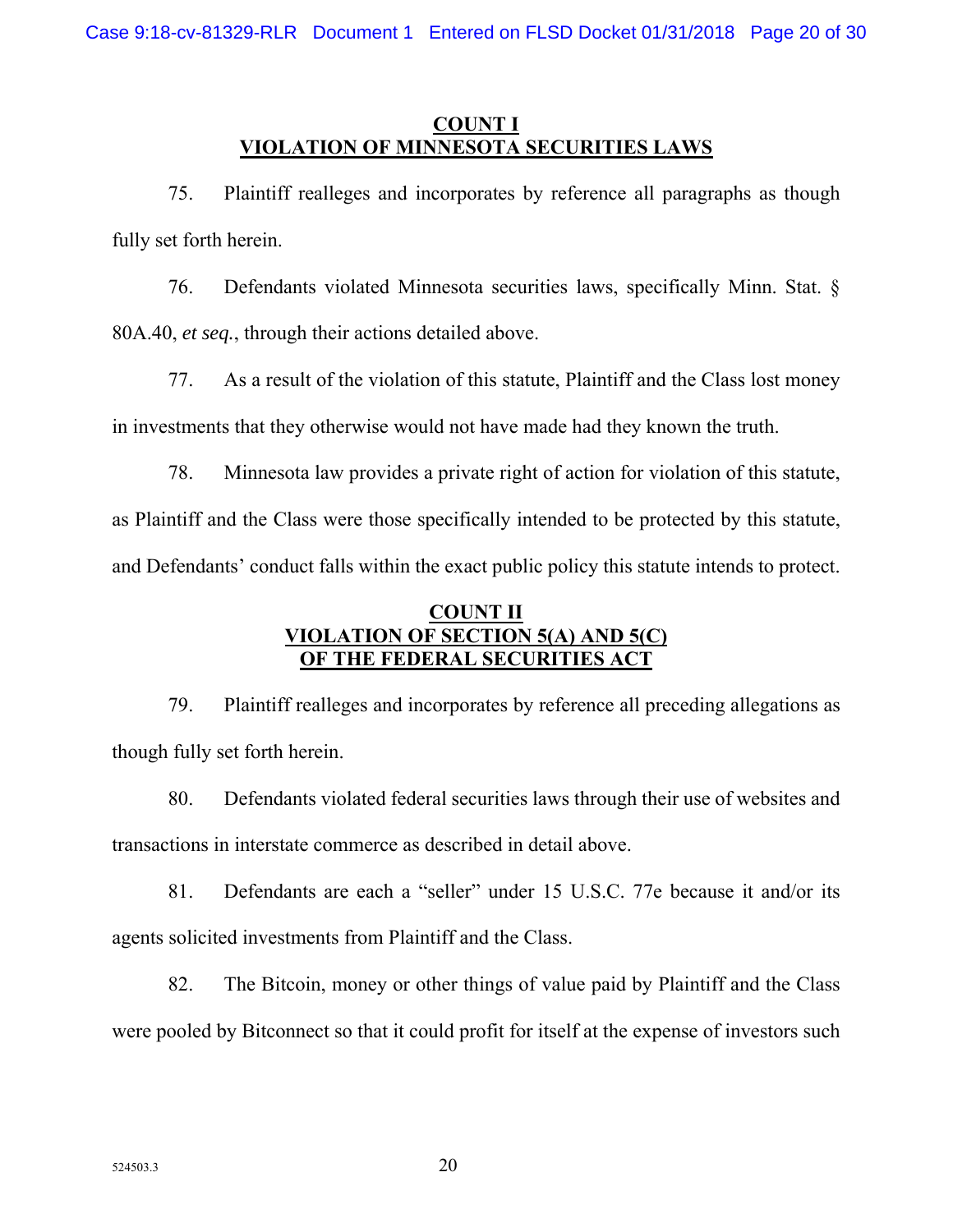## COUNT I
## VIOLATION OF MINNESOTA SECURITIES LAWS

75. Plaintiff realleges and incorporates by reference all paragraphs as though fully set forth herein.

76. Defendants violated Minnesota securities laws, specifically Minn. Stat. § 80A.40, *et seq.*, through their actions detailed above.

77. As a result of the violation of this statute, Plaintiff and the Class lost money in investments that they otherwise would not have made had they known the truth.

78. Minnesota law provides a private right of action for violation of this statute, as Plaintiff and the Class were those specifically intended to be protected by this statute, and Defendants' conduct falls within the exact public policy this statute intends to protect.

## COUNT II
## VIOLATION OF SECTION 5(A) AND 5(C) OF THE FEDERAL SECURITIES ACT

79. Plaintiff realleges and incorporates by reference all preceding allegations as though fully set forth herein.

80. Defendants violated federal securities laws through their use of websites and transactions in interstate commerce as described in detail above.

81. Defendants are each a "seller" under 15 U.S.C. 77e because it and/or its agents solicited investments from Plaintiff and the Class.

82. The Bitcoin, money or other things of value paid by Plaintiff and the Class were pooled by Bitconnect so that it could profit for itself at the expense of investors such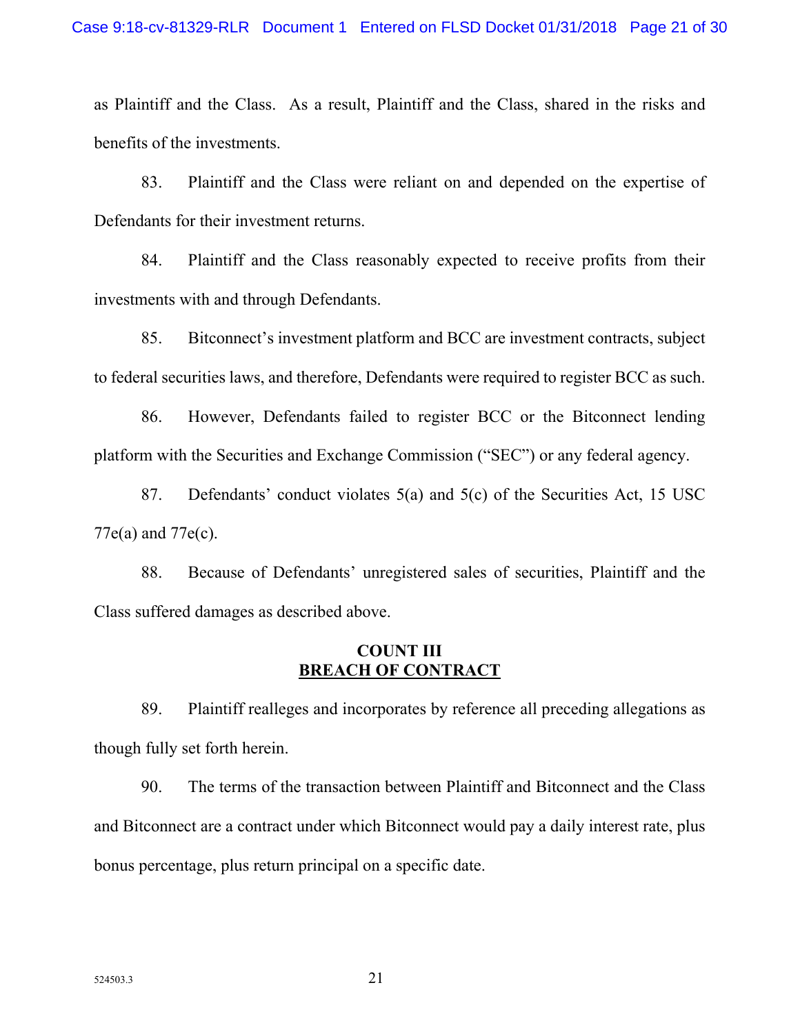as Plaintiff and the Class. As a result, Plaintiff and the Class, shared in the risks and benefits of the investments.

83. Plaintiff and the Class were reliant on and depended on the expertise of Defendants for their investment returns.

84. Plaintiff and the Class reasonably expected to receive profits from their investments with and through Defendants.

85. Bitconnect's investment platform and BCC are investment contracts, subject to federal securities laws, and therefore, Defendants were required to register BCC as such.

86. However, Defendants failed to register BCC or the Bitconnect lending platform with the Securities and Exchange Commission ("SEC") or any federal agency.

87. Defendants' conduct violates 5(a) and 5(c) of the Securities Act, 15 USC 77e(a) and 77e(c).

88. Because of Defendants' unregistered sales of securities, Plaintiff and the Class suffered damages as described above.

## COUNT III
## BREACH OF CONTRACT

89. Plaintiff realleges and incorporates by reference all preceding allegations as though fully set forth herein.

90. The terms of the transaction between Plaintiff and Bitconnect and the Class and Bitconnect are a contract under which Bitconnect would pay a daily interest rate, plus bonus percentage, plus return principal on a specific date.

524503.3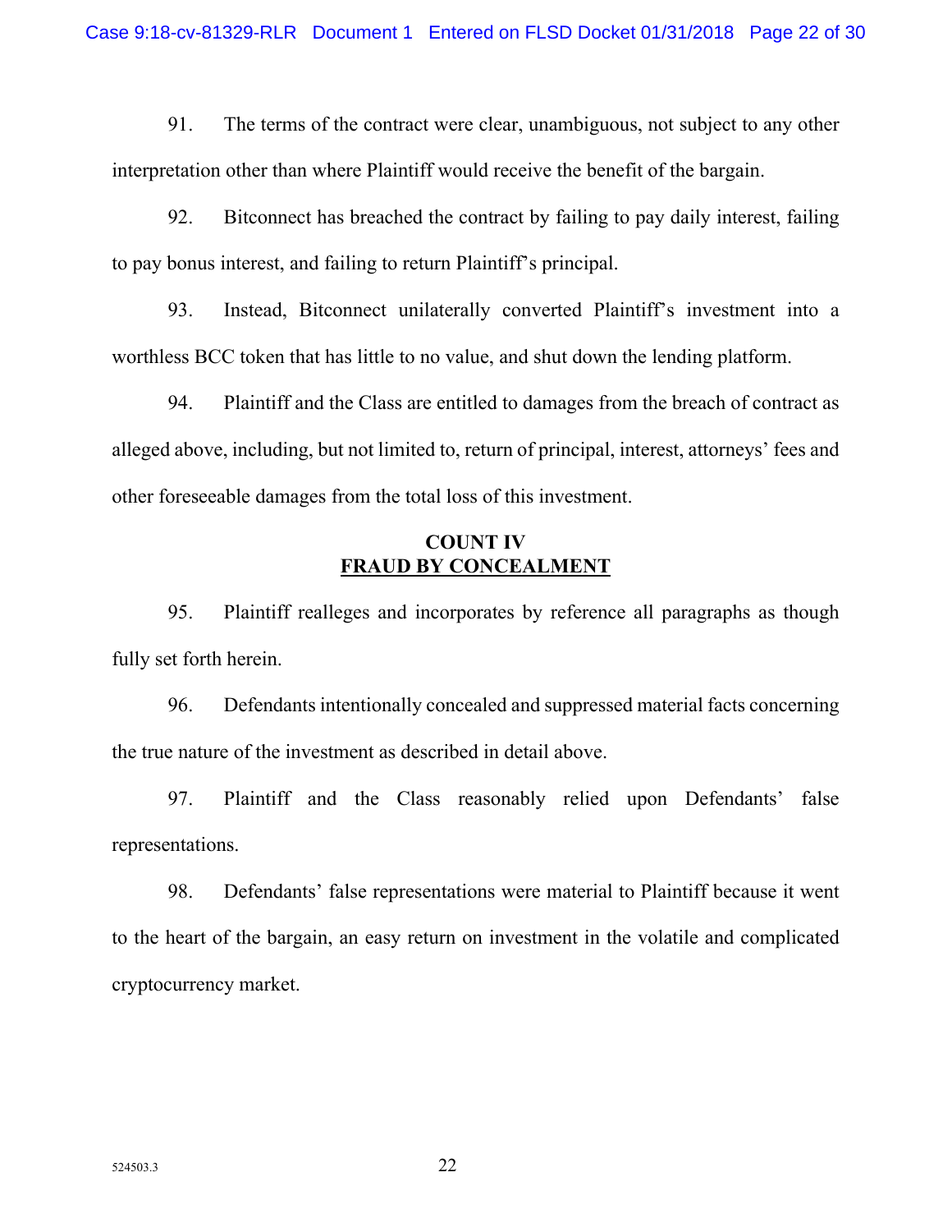91. The terms of the contract were clear, unambiguous, not subject to any other interpretation other than where Plaintiff would receive the benefit of the bargain.

92. Bitconnect has breached the contract by failing to pay daily interest, failing to pay bonus interest, and failing to return Plaintiff's principal.

93. Instead, Bitconnect unilaterally converted Plaintiff's investment into a worthless BCC token that has little to no value, and shut down the lending platform.

94. Plaintiff and the Class are entitled to damages from the breach of contract as alleged above, including, but not limited to, return of principal, interest, attorneys' fees and other foreseeable damages from the total loss of this investment.

## COUNT IV
## FRAUD BY CONCEALMENT

95. Plaintiff realleges and incorporates by reference all paragraphs as though fully set forth herein.

96. Defendants intentionally concealed and suppressed material facts concerning the true nature of the investment as described in detail above.

97. Plaintiff and the Class reasonably relied upon Defendants' false representations.

98. Defendants' false representations were material to Plaintiff because it went to the heart of the bargain, an easy return on investment in the volatile and complicated cryptocurrency market.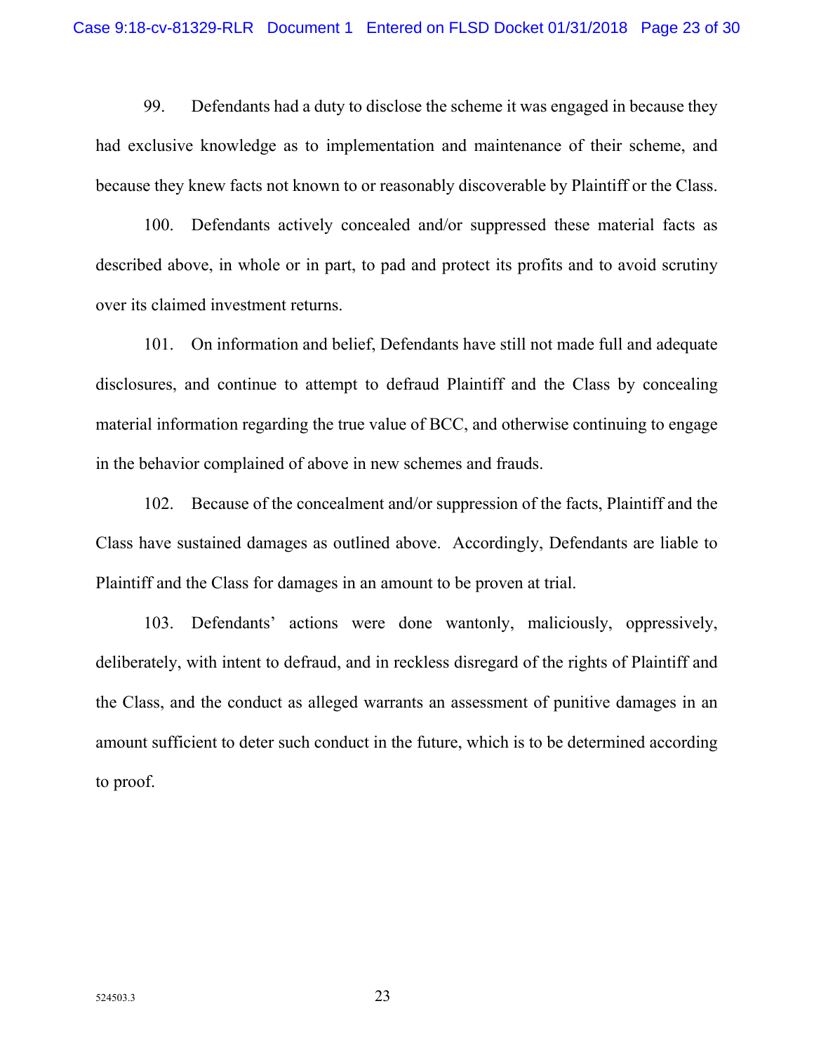99. Defendants had a duty to disclose the scheme it was engaged in because they had exclusive knowledge as to implementation and maintenance of their scheme, and because they knew facts not known to or reasonably discoverable by Plaintiff or the Class.

100. Defendants actively concealed and/or suppressed these material facts as described above, in whole or in part, to pad and protect its profits and to avoid scrutiny over its claimed investment returns.

101. On information and belief, Defendants have still not made full and adequate disclosures, and continue to attempt to defraud Plaintiff and the Class by concealing material information regarding the true value of BCC, and otherwise continuing to engage in the behavior complained of above in new schemes and frauds.

102. Because of the concealment and/or suppression of the facts, Plaintiff and the Class have sustained damages as outlined above. Accordingly, Defendants are liable to Plaintiff and the Class for damages in an amount to be proven at trial.

103. Defendants' actions were done wantonly, maliciously, oppressively, deliberately, with intent to defraud, and in reckless disregard of the rights of Plaintiff and the Class, and the conduct as alleged warrants an assessment of punitive damages in an amount sufficient to deter such conduct in the future, which is to be determined according to proof.

524503.3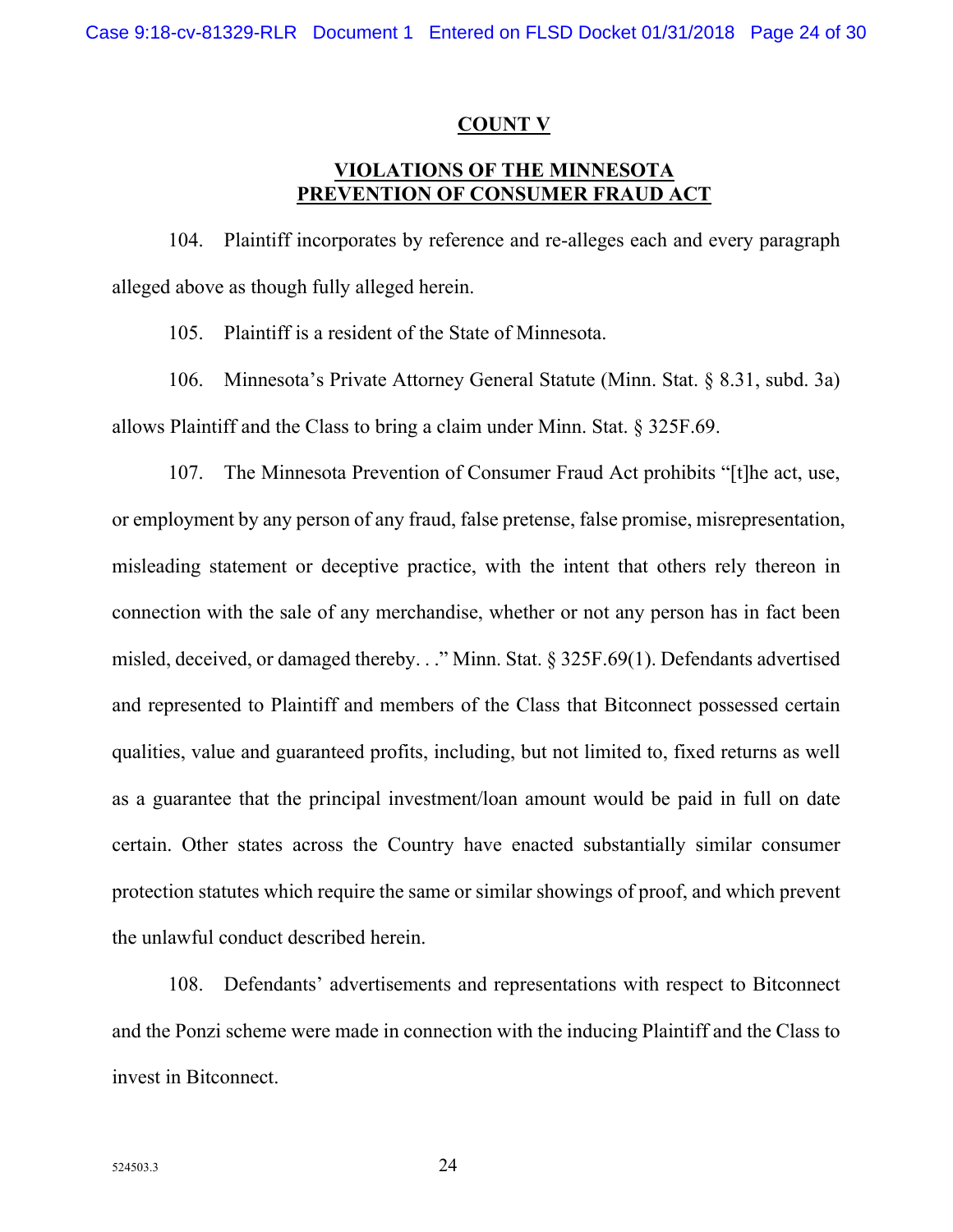## COUNT V

## VIOLATIONS OF THE MINNESOTA PREVENTION OF CONSUMER FRAUD ACT

104. Plaintiff incorporates by reference and re-alleges each and every paragraph alleged above as though fully alleged herein.

105. Plaintiff is a resident of the State of Minnesota.

106. Minnesota's Private Attorney General Statute (Minn. Stat. § 8.31, subd. 3a) allows Plaintiff and the Class to bring a claim under Minn. Stat. § 325F.69.

107. The Minnesota Prevention of Consumer Fraud Act prohibits "[t]he act, use, or employment by any person of any fraud, false pretense, false promise, misrepresentation, misleading statement or deceptive practice, with the intent that others rely thereon in connection with the sale of any merchandise, whether or not any person has in fact been misled, deceived, or damaged thereby. . ." Minn. Stat. § 325F.69(1). Defendants advertised and represented to Plaintiff and members of the Class that Bitconnect possessed certain qualities, value and guaranteed profits, including, but not limited to, fixed returns as well as a guarantee that the principal investment/loan amount would be paid in full on date certain. Other states across the Country have enacted substantially similar consumer protection statutes which require the same or similar showings of proof, and which prevent the unlawful conduct described herein.

108. Defendants' advertisements and representations with respect to Bitconnect and the Ponzi scheme were made in connection with the inducing Plaintiff and the Class to invest in Bitconnect.

524503.3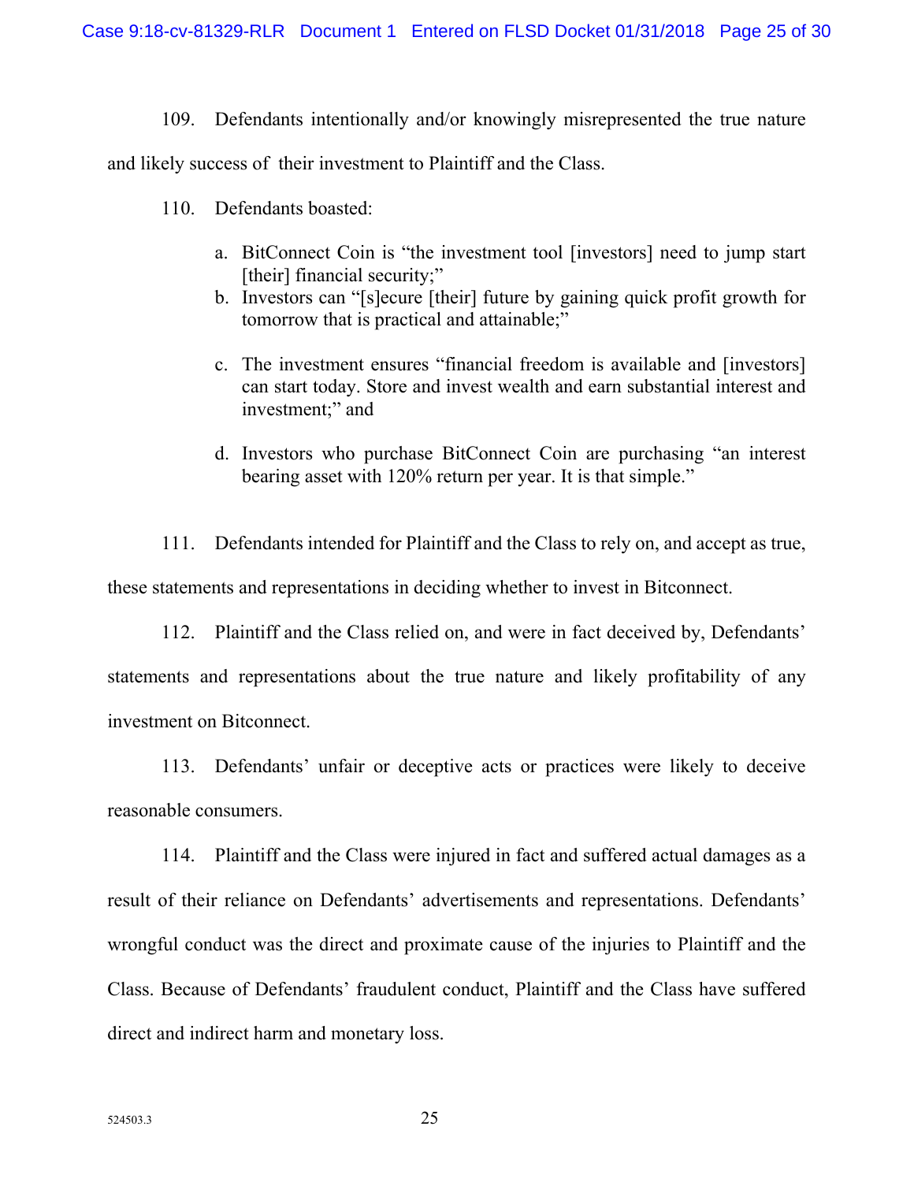109. Defendants intentionally and/or knowingly misrepresented the true nature and likely success of their investment to Plaintiff and the Class.

110. Defendants boasted:

a. BitConnect Coin is "the investment tool [investors] need to jump start [their] financial security;"
b. Investors can "[s]ecure [their] future by gaining quick profit growth for tomorrow that is practical and attainable;"
c. The investment ensures "financial freedom is available and [investors] can start today. Store and invest wealth and earn substantial interest and investment;" and
d. Investors who purchase BitConnect Coin are purchasing "an interest bearing asset with 120% return per year. It is that simple."

111. Defendants intended for Plaintiff and the Class to rely on, and accept as true, these statements and representations in deciding whether to invest in Bitconnect.

112. Plaintiff and the Class relied on, and were in fact deceived by, Defendants' statements and representations about the true nature and likely profitability of any investment on Bitconnect.

113. Defendants' unfair or deceptive acts or practices were likely to deceive reasonable consumers.

114. Plaintiff and the Class were injured in fact and suffered actual damages as a result of their reliance on Defendants' advertisements and representations. Defendants' wrongful conduct was the direct and proximate cause of the injuries to Plaintiff and the Class. Because of Defendants' fraudulent conduct, Plaintiff and the Class have suffered direct and indirect harm and monetary loss.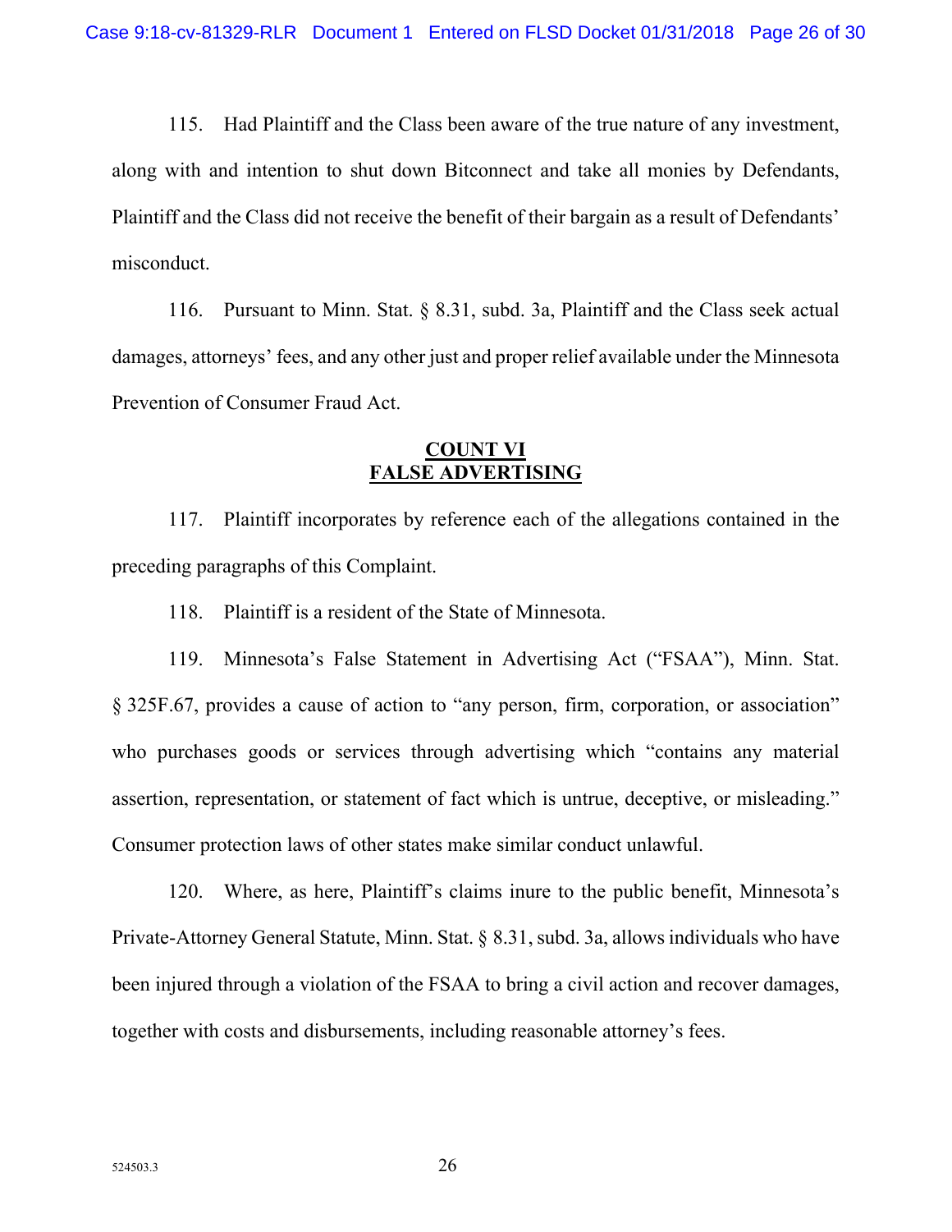115. Had Plaintiff and the Class been aware of the true nature of any investment, along with and intention to shut down Bitconnect and take all monies by Defendants, Plaintiff and the Class did not receive the benefit of their bargain as a result of Defendants' misconduct.

116. Pursuant to Minn. Stat. § 8.31, subd. 3a, Plaintiff and the Class seek actual damages, attorneys' fees, and any other just and proper relief available under the Minnesota Prevention of Consumer Fraud Act.

## COUNT VI
## FALSE ADVERTISING

117. Plaintiff incorporates by reference each of the allegations contained in the preceding paragraphs of this Complaint.

118. Plaintiff is a resident of the State of Minnesota.

119. Minnesota's False Statement in Advertising Act ("FSAA"), Minn. Stat. § 325F.67, provides a cause of action to "any person, firm, corporation, or association" who purchases goods or services through advertising which "contains any material assertion, representation, or statement of fact which is untrue, deceptive, or misleading." Consumer protection laws of other states make similar conduct unlawful.

120. Where, as here, Plaintiff's claims inure to the public benefit, Minnesota's Private-Attorney General Statute, Minn. Stat. § 8.31, subd. 3a, allows individuals who have been injured through a violation of the FSAA to bring a civil action and recover damages, together with costs and disbursements, including reasonable attorney's fees.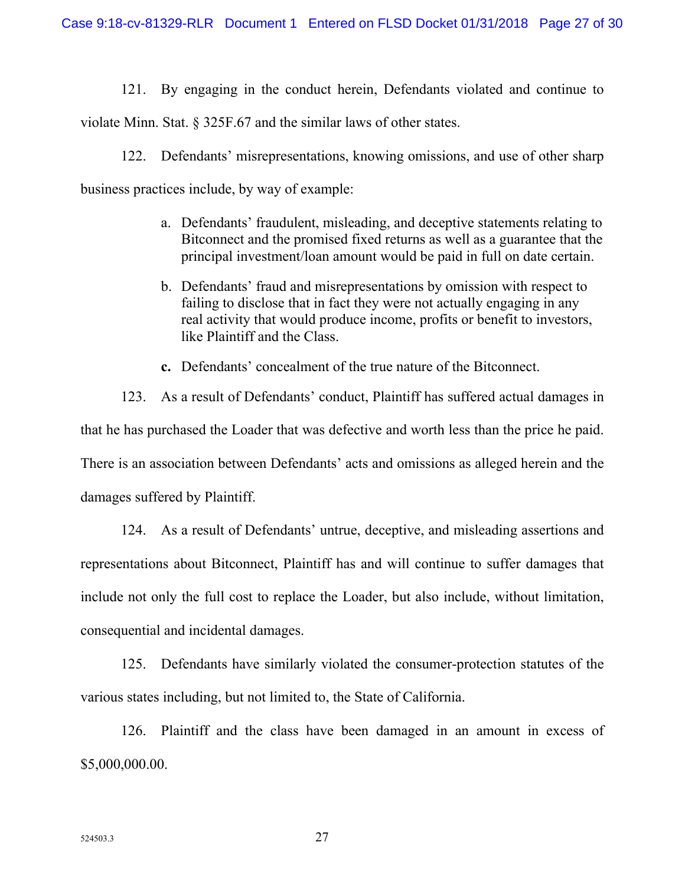121. By engaging in the conduct herein, Defendants violated and continue to violate Minn. Stat. § 325F.67 and the similar laws of other states.

122. Defendants' misrepresentations, knowing omissions, and use of other sharp business practices include, by way of example:

a. Defendants' fraudulent, misleading, and deceptive statements relating to Bitconnect and the promised fixed returns as well as a guarantee that the principal investment/loan amount would be paid in full on date certain.

b. Defendants' fraud and misrepresentations by omission with respect to failing to disclose that in fact they were not actually engaging in any real activity that would produce income, profits or benefit to investors, like Plaintiff and the Class.

**c.** Defendants' concealment of the true nature of the Bitconnect.

123. As a result of Defendants' conduct, Plaintiff has suffered actual damages in that he has purchased the Loader that was defective and worth less than the price he paid. There is an association between Defendants' acts and omissions as alleged herein and the damages suffered by Plaintiff.

124. As a result of Defendants' untrue, deceptive, and misleading assertions and representations about Bitconnect, Plaintiff has and will continue to suffer damages that include not only the full cost to replace the Loader, but also include, without limitation, consequential and incidental damages.

125. Defendants have similarly violated the consumer-protection statutes of the various states including, but not limited to, the State of California.

126. Plaintiff and the class have been damaged in an amount in excess of $5,000,000.00.

524503.3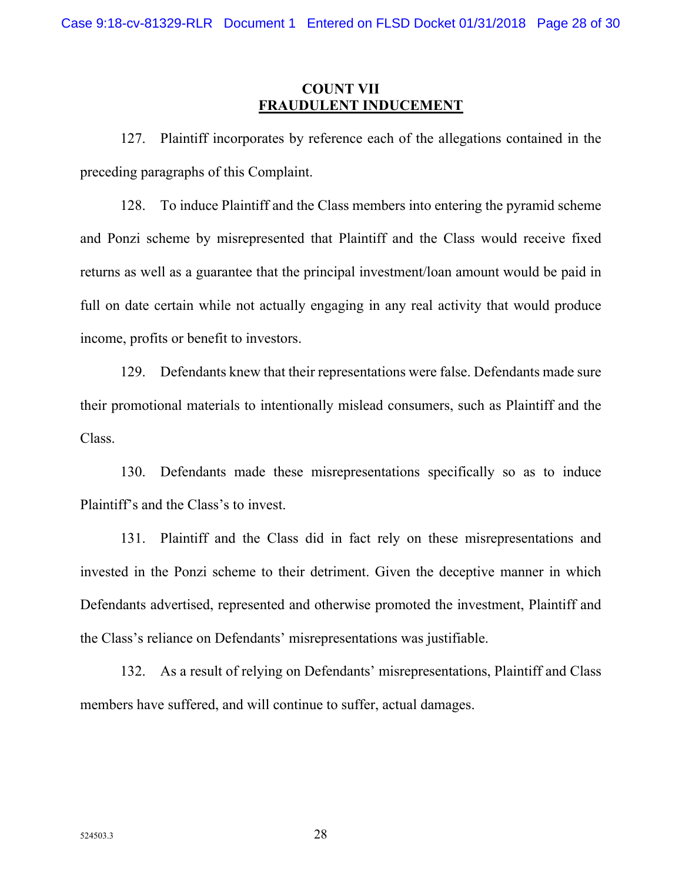## COUNT VII
## FRAUDULENT INDUCEMENT

127. Plaintiff incorporates by reference each of the allegations contained in the preceding paragraphs of this Complaint.

128. To induce Plaintiff and the Class members into entering the pyramid scheme and Ponzi scheme by misrepresented that Plaintiff and the Class would receive fixed returns as well as a guarantee that the principal investment/loan amount would be paid in full on date certain while not actually engaging in any real activity that would produce income, profits or benefit to investors.

129. Defendants knew that their representations were false. Defendants made sure their promotional materials to intentionally mislead consumers, such as Plaintiff and the Class.

130. Defendants made these misrepresentations specifically so as to induce Plaintiff's and the Class's to invest.

131. Plaintiff and the Class did in fact rely on these misrepresentations and invested in the Ponzi scheme to their detriment. Given the deceptive manner in which Defendants advertised, represented and otherwise promoted the investment, Plaintiff and the Class's reliance on Defendants' misrepresentations was justifiable.

132. As a result of relying on Defendants' misrepresentations, Plaintiff and Class members have suffered, and will continue to suffer, actual damages.

524503.3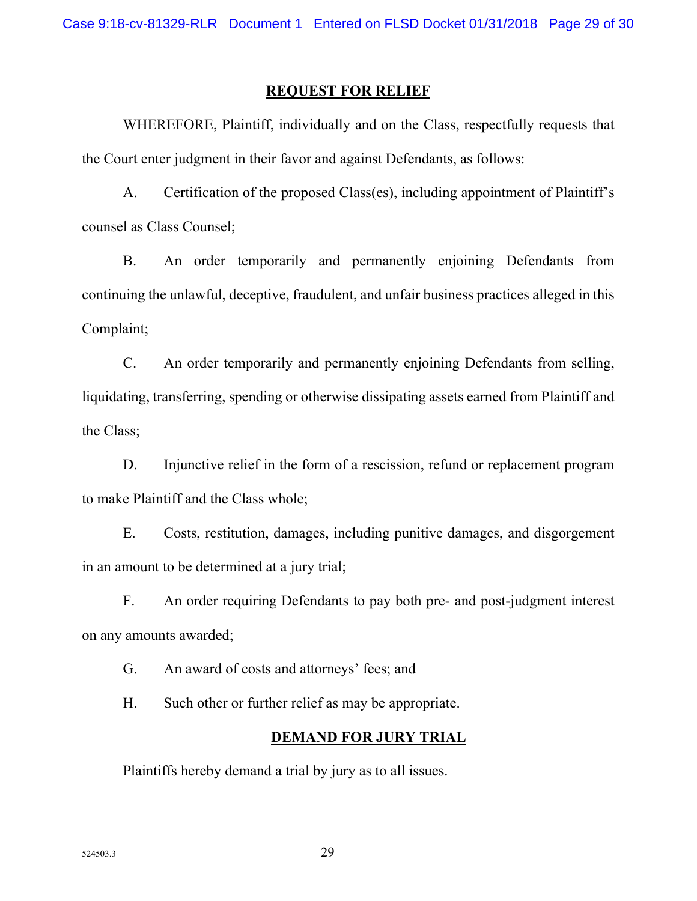## REQUEST FOR RELIEF

WHEREFORE, Plaintiff, individually and on the Class, respectfully requests that the Court enter judgment in their favor and against Defendants, as follows:

A. Certification of the proposed Class(es), including appointment of Plaintiff's counsel as Class Counsel;

B. An order temporarily and permanently enjoining Defendants from continuing the unlawful, deceptive, fraudulent, and unfair business practices alleged in this Complaint;

C. An order temporarily and permanently enjoining Defendants from selling, liquidating, transferring, spending or otherwise dissipating assets earned from Plaintiff and the Class;

D. Injunctive relief in the form of a rescission, refund or replacement program to make Plaintiff and the Class whole;

E. Costs, restitution, damages, including punitive damages, and disgorgement in an amount to be determined at a jury trial;

F. An order requiring Defendants to pay both pre- and post-judgment interest on any amounts awarded;

G. An award of costs and attorneys' fees; and

H. Such other or further relief as may be appropriate.

## DEMAND FOR JURY TRIAL

Plaintiffs hereby demand a trial by jury as to all issues.

524503.3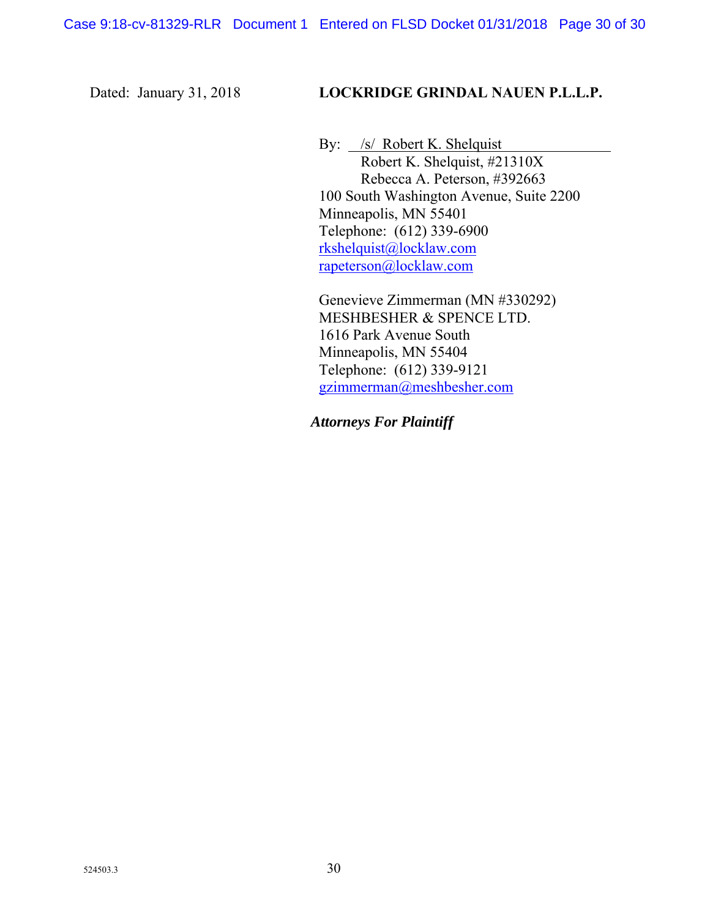Dated: January 31, 2018

**LOCKRIDGE GRINDAL NAUEN P.L.L.P.**

By: /s/ Robert K. Shelquist  
Robert K. Shelquist, #21310X  
Rebecca A. Peterson, #392663  
100 South Washington Avenue, Suite 2200  
Minneapolis, MN 55401  
Telephone: (612) 339-6900  
rkshelquist@locklaw.com  
rapeterson@locklaw.com

Genevieve Zimmerman (MN #330292)  
MESHBESHER & SPENCE LTD.  
1616 Park Avenue South  
Minneapolis, MN 55404  
Telephone: (612) 339-9121  
gzimmerman@meshbesher.com

***Attorneys For Plaintiff***

524503.3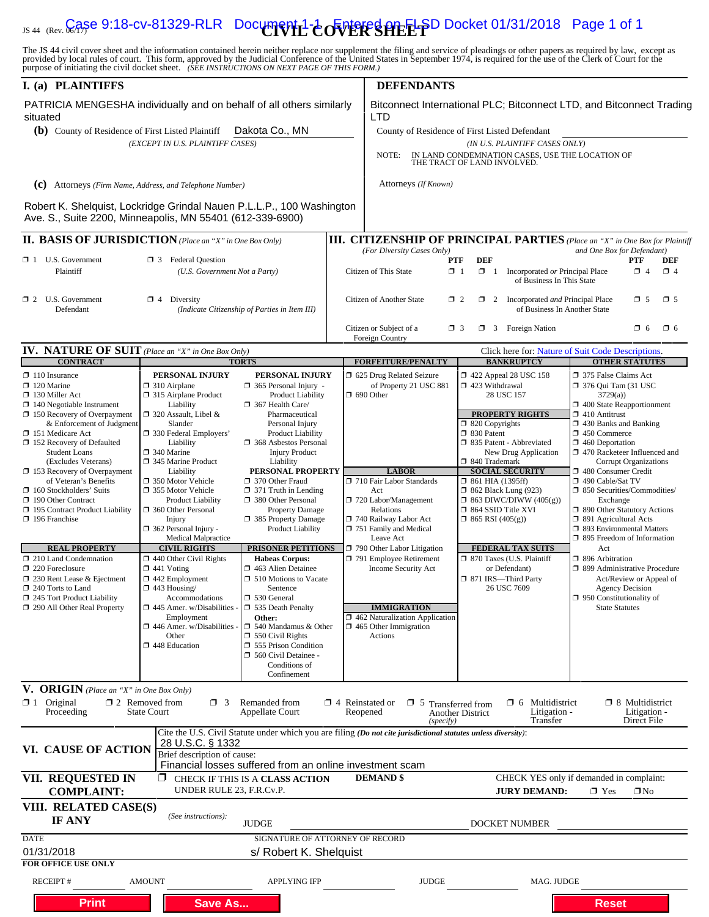JS 44 (Rev. 06/17)

# CIVIL COVER SHEET

The JS 44 civil cover sheet and the information contained herein neither replace nor supplement the filing and service of pleadings or other papers as required by law, except as provided by local rules of court. This form, approved by the Judicial Conference of the United States in September 1974, is required for the use of the Clerk of Court for the purpose of initiating the civil docket sheet. *(SEE INSTRUCTIONS ON NEXT PAGE OF THIS FORM.)*

## I. (a) PLAINTIFFS

PATRICIA MENGESHA individually and on behalf of all others similarly situated

**(b)** County of Residence of First Listed Plaintiff: Dakota Co., MN
*(EXCEPT IN U.S. PLAINTIFF CASES)*

**(c)** Attorneys *(Firm Name, Address, and Telephone Number)*

Robert K. Shelquist, Lockridge Grindal Nauen P.L.L.P., 100 Washington Ave. S., Suite 2200, Minneapolis, MN 55401 (612-339-6900)

## DEFENDANTS

Bitconnect International PLC; Bitconnect LTD, and Bitconnect Trading LTD

County of Residence of First Listed Defendant
*(IN U.S. PLAINTIFF CASES ONLY)*

NOTE: IN LAND CONDEMNATION CASES, USE THE LOCATION OF THE TRACT OF LAND INVOLVED.

Attorneys *(If Known)*

## II. BASIS OF JURISDICTION *(Place an "X" in One Box Only)*

- ☐ 1 U.S. Government Plaintiff
- ☐ 3 Federal Question *(U.S. Government Not a Party)*
- ☐ 2 U.S. Government Defendant
- ☐ 4 Diversity *(Indicate Citizenship of Parties in Item III)*

## III. CITIZENSHIP OF PRINCIPAL PARTIES *(Place an "X" in One Box for Plaintiff and One Box for Defendant)* *(For Diversity Cases Only)*

| | PTF | DEF | | PTF | DEF |
|---|---|---|---|---|---|
| Citizen of This State | ☐ 1 | ☐ 1 | Incorporated *or* Principal Place of Business In This State | ☐ 4 | ☐ 4 |
| Citizen of Another State | ☐ 2 | ☐ 2 | Incorporated *and* Principal Place of Business In Another State | ☐ 5 | ☐ 5 |
| Citizen or Subject of a Foreign Country | ☐ 3 | ☐ 3 | Foreign Nation | ☐ 6 | ☐ 6 |

## IV. NATURE OF SUIT *(Place an "X" in One Box Only)*

Click here for: Nature of Suit Code Descriptions.

**CONTRACT**
- ☐ 110 Insurance
- ☐ 120 Marine
- ☐ 130 Miller Act
- ☐ 140 Negotiable Instrument
- ☐ 150 Recovery of Overpayment & Enforcement of Judgment
- ☐ 151 Medicare Act
- ☐ 152 Recovery of Defaulted Student Loans (Excludes Veterans)
- ☐ 153 Recovery of Overpayment of Veteran's Benefits
- ☐ 160 Stockholders' Suits
- ☐ 190 Other Contract
- ☐ 195 Contract Product Liability
- ☐ 196 Franchise

**REAL PROPERTY**
- ☐ 210 Land Condemnation
- ☐ 220 Foreclosure
- ☐ 230 Rent Lease & Ejectment
- ☐ 240 Torts to Land
- ☐ 245 Tort Product Liability
- ☐ 290 All Other Real Property

**TORTS**

*PERSONAL INJURY*
- ☐ 310 Airplane
- ☐ 315 Airplane Product Liability
- ☐ 320 Assault, Libel & Slander
- ☐ 330 Federal Employers' Liability
- ☐ 340 Marine
- ☐ 345 Marine Product Liability
- ☐ 350 Motor Vehicle
- ☐ 355 Motor Vehicle Product Liability
- ☐ 360 Other Personal Injury
- ☐ 362 Personal Injury - Medical Malpractice

*PERSONAL INJURY*
- ☐ 365 Personal Injury - Product Liability
- ☐ 367 Health Care/ Pharmaceutical Personal Injury Product Liability
- ☐ 368 Asbestos Personal Injury Product Liability

*PERSONAL PROPERTY*
- ☐ 370 Other Fraud
- ☐ 371 Truth in Lending
- ☐ 380 Other Personal Property Damage
- ☐ 385 Property Damage Product Liability

**CIVIL RIGHTS**
- ☐ 440 Other Civil Rights
- ☐ 441 Voting
- ☐ 442 Employment
- ☐ 443 Housing/ Accommodations
- ☐ 445 Amer. w/Disabilities - Employment
- ☐ 446 Amer. w/Disabilities - Other
- ☐ 448 Education

**PRISONER PETITIONS**

*Habeas Corpus:*
- ☐ 463 Alien Detainee
- ☐ 510 Motions to Vacate Sentence
- ☐ 530 General
- ☐ 535 Death Penalty

*Other:*
- ☐ 540 Mandamus & Other
- ☐ 550 Civil Rights
- ☐ 555 Prison Condition
- ☐ 560 Civil Detainee - Conditions of Confinement

**FORFEITURE/PENALTY**
- ☐ 625 Drug Related Seizure of Property 21 USC 881
- ☐ 690 Other

**LABOR**
- ☐ 710 Fair Labor Standards Act
- ☐ 720 Labor/Management Relations
- ☐ 740 Railway Labor Act
- ☐ 751 Family and Medical Leave Act
- ☐ 790 Other Labor Litigation
- ☐ 791 Employee Retirement Income Security Act

**IMMIGRATION**
- ☐ 462 Naturalization Application
- ☐ 465 Other Immigration Actions

**BANKRUPTCY**
- ☐ 422 Appeal 28 USC 158
- ☐ 423 Withdrawal 28 USC 157

**PROPERTY RIGHTS**
- ☐ 820 Copyrights
- ☐ 830 Patent
- ☐ 835 Patent - Abbreviated New Drug Application
- ☐ 840 Trademark

**SOCIAL SECURITY**
- ☐ 861 HIA (1395ff)
- ☐ 862 Black Lung (923)
- ☐ 863 DIWC/DIWW (405(g))
- ☐ 864 SSID Title XVI
- ☐ 865 RSI (405(g))

**FEDERAL TAX SUITS**
- ☐ 870 Taxes (U.S. Plaintiff or Defendant)
- ☐ 871 IRS—Third Party 26 USC 7609

**OTHER STATUTES**
- ☐ 375 False Claims Act
- ☐ 376 Qui Tam (31 USC 3729(a))
- ☐ 400 State Reapportionment
- ☐ 410 Antitrust
- ☐ 430 Banks and Banking
- ☐ 450 Commerce
- ☐ 460 Deportation
- ☐ 470 Racketeer Influenced and Corrupt Organizations
- ☐ 480 Consumer Credit
- ☐ 490 Cable/Sat TV
- ☐ 850 Securities/Commodities/ Exchange
- ☐ 890 Other Statutory Actions
- ☐ 891 Agricultural Acts
- ☐ 893 Environmental Matters
- ☐ 895 Freedom of Information Act
- ☐ 896 Arbitration
- ☐ 899 Administrative Procedure Act/Review or Appeal of Agency Decision
- ☐ 950 Constitutionality of State Statutes

## V. ORIGIN *(Place an "X" in One Box Only)*

- ☐ 1 Original Proceeding
- ☐ 2 Removed from State Court
- ☐ 3 Remanded from Appellate Court
- ☐ 4 Reinstated or Reopened
- ☐ 5 Transferred from Another District *(specify)*
- ☐ 6 Multidistrict Litigation - Transfer
- ☐ 8 Multidistrict Litigation - Direct File

## VI. CAUSE OF ACTION

Cite the U.S. Civil Statute under which you are filing *(Do not cite jurisdictional statutes unless diversity)*:
28 U.S.C. § 1332

Brief description of cause:
Financial losses suffered from an online investment scam

## VII. REQUESTED IN COMPLAINT:

☐ CHECK IF THIS IS A **CLASS ACTION** UNDER RULE 23, F.R.Cv.P.

**DEMAND $**

CHECK YES only if demanded in complaint:
**JURY DEMAND:** ☐ Yes ☐ No

## VIII. RELATED CASE(S) IF ANY

*(See instructions):* JUDGE DOCKET NUMBER

DATE: 01/31/2018

SIGNATURE OF ATTORNEY OF RECORD: s/ Robert K. Shelquist

**FOR OFFICE USE ONLY**

RECEIPT # AMOUNT APPLYING IFP JUDGE MAG. JUDGE

Print | Save As... | Reset